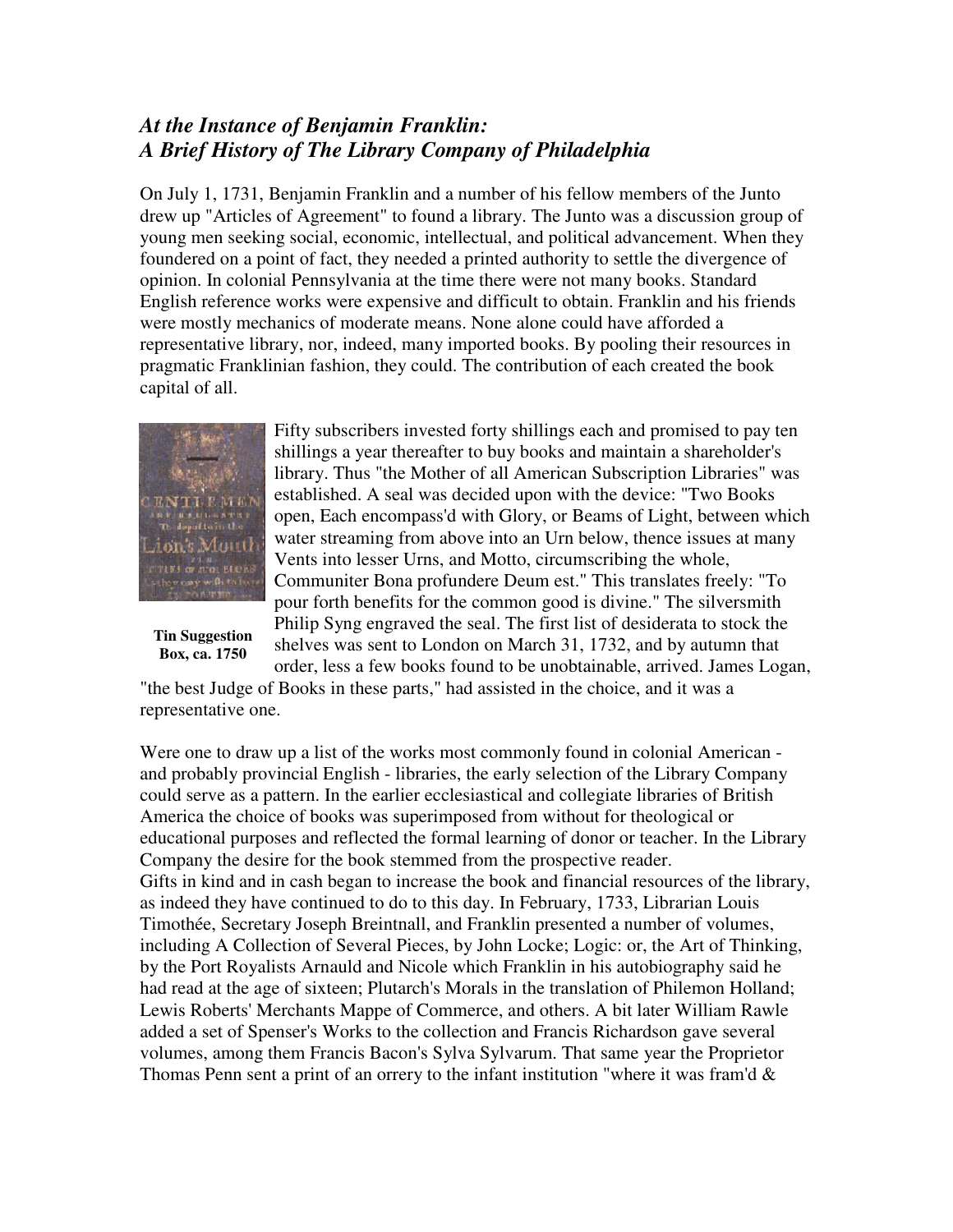## *At the Instance of Benjamin Franklin: A Brief History of The Library Company of Philadelphia*

On July 1, 1731, Benjamin Franklin and a number of his fellow members of the Junto drew up "Articles of Agreement" to found a library. The Junto was a discussion group of young men seeking social, economic, intellectual, and political advancement. When they foundered on a point of fact, they needed a printed authority to settle the divergence of opinion. In colonial Pennsylvania at the time there were not many books. Standard English reference works were expensive and difficult to obtain. Franklin and his friends were mostly mechanics of moderate means. None alone could have afforded a representative library, nor, indeed, many imported books. By pooling their resources in pragmatic Franklinian fashion, they could. The contribution of each created the book capital of all.

**Tin Suggestion Box, ca. 1750**

Fifty subscribers invested forty shillings each and promised to pay ten shillings a year thereafter to buy books and maintain a shareholder's library. Thus "the Mother of all American Subscription Libraries" was established. A seal was decided upon with the device: "Two Books open, Each encompass'd with Glory, or Beams of Light, between which water streaming from above into an Urn below, thence issues at many Vents into lesser Urns, and Motto, circumscribing the whole, Communiter Bona profundere Deum est." This translates freely: "To pour forth benefits for the common good is divine." The silversmith Philip Syng engraved the seal. The first list of desiderata to stock the shelves was sent to London on March 31, 1732, and by autumn that order, less a few books found to be unobtainable, arrived. James Logan, "the best Judge of Books in these parts," had assisted in the choice, and it was a representative one.

Were one to draw up a list of the works most commonly found in colonial American - and probably provincial English - libraries, the early selection of the Library Company could serve as a pattern. In the earlier ecclesiastical and collegiate libraries of British America the choice of books was superimposed from without for theological or educational purposes and reflected the formal learning of donor or teacher. In the Library Company the desire for the book stemmed from the prospective reader.

Gifts in kind and in cash began to increase the book and financial resources of the library, as indeed they have continued to do to this day. In February, 1733, Librarian Louis Timothée, Secretary Joseph Breintnall, and Franklin presented a number of volumes, including A Collection of Several Pieces, by John Locke; Logic: or, the Art of Thinking, by the Port Royalists Arnauld and Nicole which Franklin in his autobiography said he had read at the age of sixteen; Plutarch's Morals in the translation of Philemon Holland; Lewis Roberts' Merchants Mappe of Commerce, and others. A bit later William Rawle added a set of Spenser's Works to the collection and Francis Richardson gave several volumes, among them Francis Bacon's Sylva Sylvarum. That same year the Proprietor Thomas Penn sent a print of an orrery to the infant institution "where it was fram'd &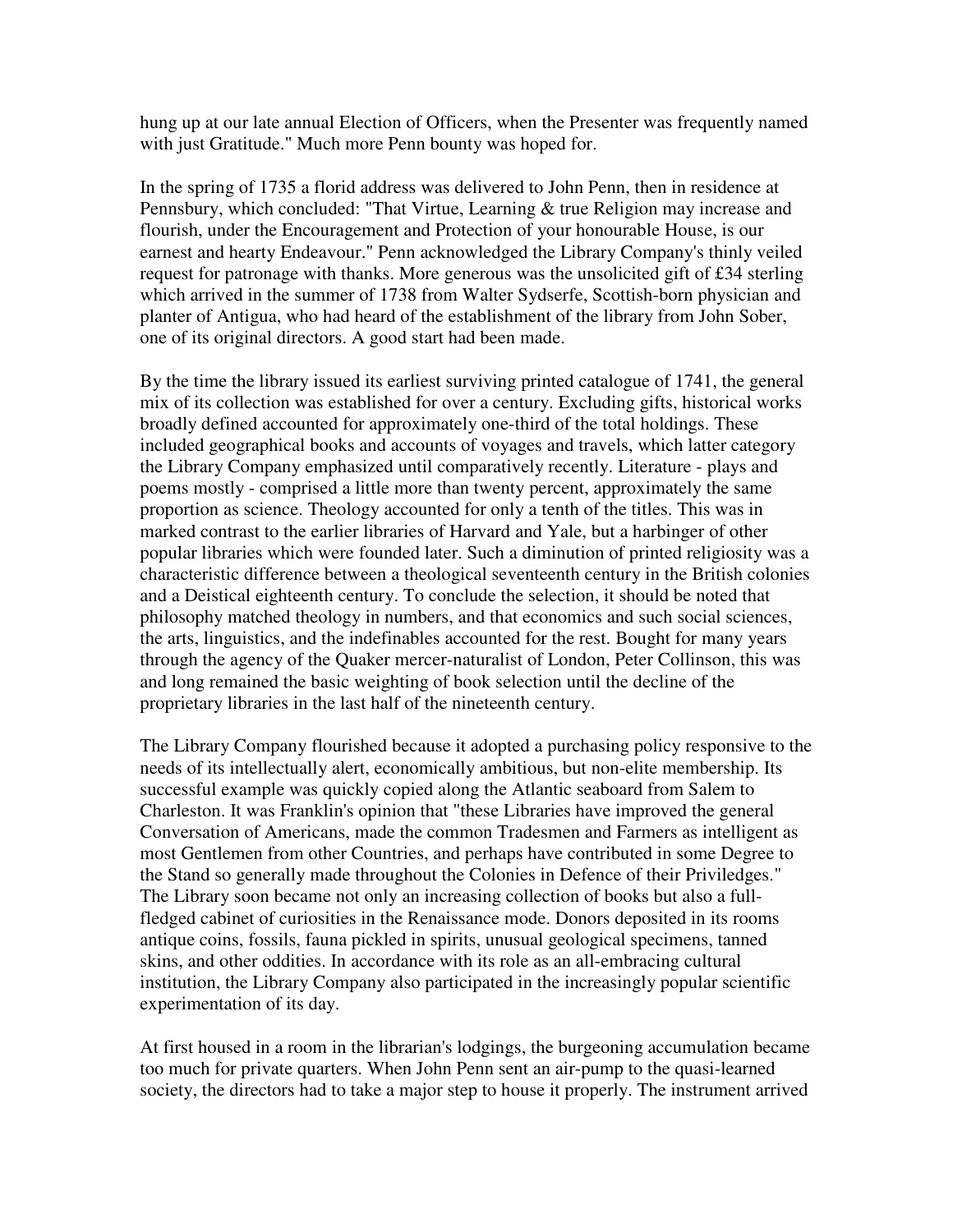hung up at our late annual Election of Officers, when the Presenter was frequently named with just Gratitude." Much more Penn bounty was hoped for.

In the spring of 1735 a florid address was delivered to John Penn, then in residence at Pennsbury, which concluded: "That Virtue, Learning & true Religion may increase and flourish, under the Encouragement and Protection of your honourable House, is our earnest and hearty Endeavour." Penn acknowledged the Library Company's thinly veiled request for patronage with thanks. More generous was the unsolicited gift of £34 sterling which arrived in the summer of 1738 from Walter Sydserfe, Scottish-born physician and planter of Antigua, who had heard of the establishment of the library from John Sober, one of its original directors. A good start had been made.

By the time the library issued its earliest surviving printed catalogue of 1741, the general mix of its collection was established for over a century. Excluding gifts, historical works broadly defined accounted for approximately one-third of the total holdings. These included geographical books and accounts of voyages and travels, which latter category the Library Company emphasized until comparatively recently. Literature - plays and poems mostly - comprised a little more than twenty percent, approximately the same proportion as science. Theology accounted for only a tenth of the titles. This was in marked contrast to the earlier libraries of Harvard and Yale, but a harbinger of other popular libraries which were founded later. Such a diminution of printed religiosity was a characteristic difference between a theological seventeenth century in the British colonies and a Deistical eighteenth century. To conclude the selection, it should be noted that philosophy matched theology in numbers, and that economics and such social sciences, the arts, linguistics, and the indefinables accounted for the rest. Bought for many years through the agency of the Quaker mercer-naturalist of London, Peter Collinson, this was and long remained the basic weighting of book selection until the decline of the proprietary libraries in the last half of the nineteenth century.

The Library Company flourished because it adopted a purchasing policy responsive to the needs of its intellectually alert, economically ambitious, but non-elite membership. Its successful example was quickly copied along the Atlantic seaboard from Salem to Charleston. It was Franklin's opinion that "these Libraries have improved the general Conversation of Americans, made the common Tradesmen and Farmers as intelligent as most Gentlemen from other Countries, and perhaps have contributed in some Degree to the Stand so generally made throughout the Colonies in Defence of their Priviledges." The Library soon became not only an increasing collection of books but also a full-fledged cabinet of curiosities in the Renaissance mode. Donors deposited in its rooms antique coins, fossils, fauna pickled in spirits, unusual geological specimens, tanned skins, and other oddities. In accordance with its role as an all-embracing cultural institution, the Library Company also participated in the increasingly popular scientific experimentation of its day.

At first housed in a room in the librarian's lodgings, the burgeoning accumulation became too much for private quarters. When John Penn sent an air-pump to the quasi-learned society, the directors had to take a major step to house it properly. The instrument arrived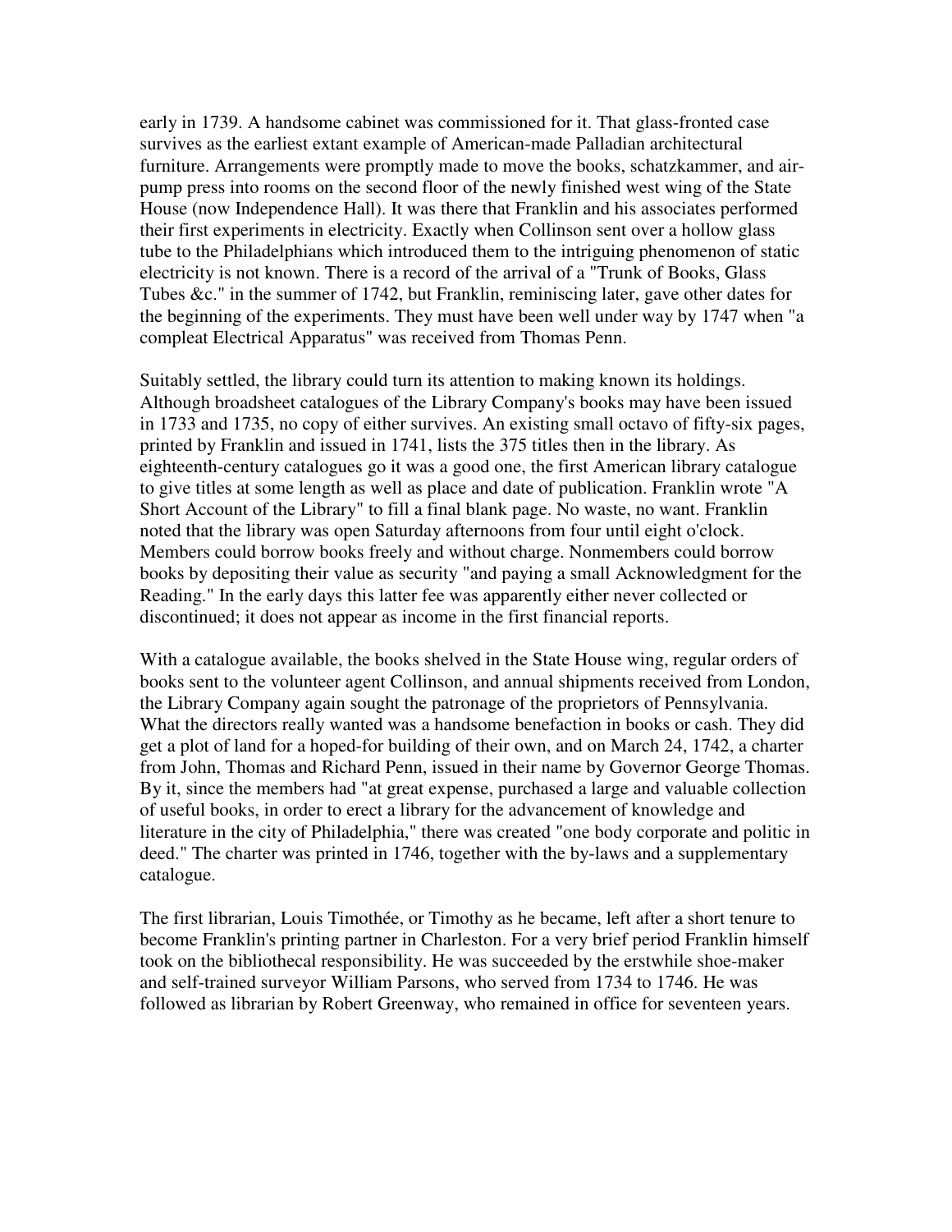early in 1739. A handsome cabinet was commissioned for it. That glass-fronted case survives as the earliest extant example of American-made Palladian architectural furniture. Arrangements were promptly made to move the books, schatzkammer, and air-pump press into rooms on the second floor of the newly finished west wing of the State House (now Independence Hall). It was there that Franklin and his associates performed their first experiments in electricity. Exactly when Collinson sent over a hollow glass tube to the Philadelphians which introduced them to the intriguing phenomenon of static electricity is not known. There is a record of the arrival of a "Trunk of Books, Glass Tubes &c." in the summer of 1742, but Franklin, reminiscing later, gave other dates for the beginning of the experiments. They must have been well under way by 1747 when "a compleat Electrical Apparatus" was received from Thomas Penn.

Suitably settled, the library could turn its attention to making known its holdings. Although broadsheet catalogues of the Library Company's books may have been issued in 1733 and 1735, no copy of either survives. An existing small octavo of fifty-six pages, printed by Franklin and issued in 1741, lists the 375 titles then in the library. As eighteenth-century catalogues go it was a good one, the first American library catalogue to give titles at some length as well as place and date of publication. Franklin wrote "A Short Account of the Library" to fill a final blank page. No waste, no want. Franklin noted that the library was open Saturday afternoons from four until eight o'clock. Members could borrow books freely and without charge. Nonmembers could borrow books by depositing their value as security "and paying a small Acknowledgment for the Reading." In the early days this latter fee was apparently either never collected or discontinued; it does not appear as income in the first financial reports.

With a catalogue available, the books shelved in the State House wing, regular orders of books sent to the volunteer agent Collinson, and annual shipments received from London, the Library Company again sought the patronage of the proprietors of Pennsylvania. What the directors really wanted was a handsome benefaction in books or cash. They did get a plot of land for a hoped-for building of their own, and on March 24, 1742, a charter from John, Thomas and Richard Penn, issued in their name by Governor George Thomas. By it, since the members had "at great expense, purchased a large and valuable collection of useful books, in order to erect a library for the advancement of knowledge and literature in the city of Philadelphia," there was created "one body corporate and politic in deed." The charter was printed in 1746, together with the by-laws and a supplementary catalogue.

The first librarian, Louis Timothée, or Timothy as he became, left after a short tenure to become Franklin's printing partner in Charleston. For a very brief period Franklin himself took on the bibliothecal responsibility. He was succeeded by the erstwhile shoe-maker and self-trained surveyor William Parsons, who served from 1734 to 1746. He was followed as librarian by Robert Greenway, who remained in office for seventeen years.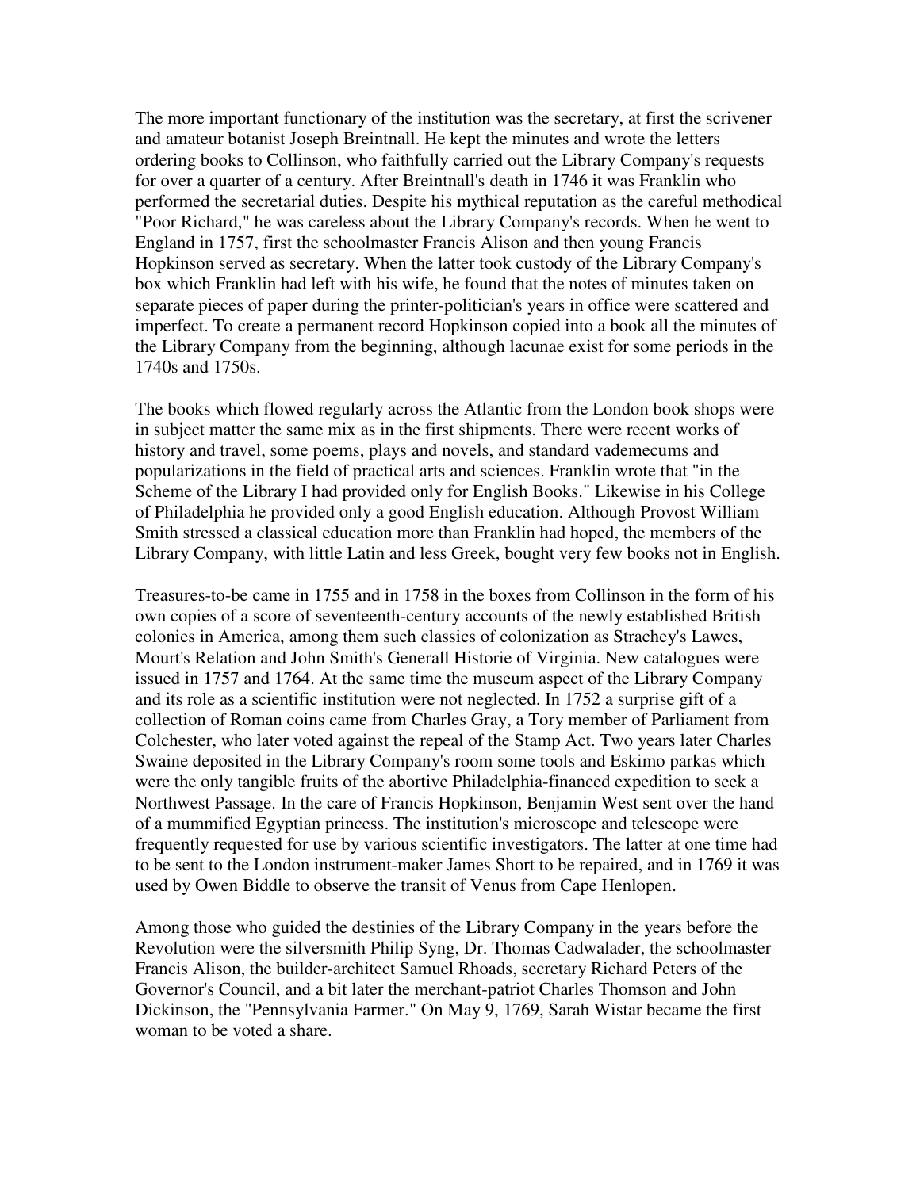The more important functionary of the institution was the secretary, at first the scrivener and amateur botanist Joseph Breintnall. He kept the minutes and wrote the letters ordering books to Collinson, who faithfully carried out the Library Company's requests for over a quarter of a century. After Breintnall's death in 1746 it was Franklin who performed the secretarial duties. Despite his mythical reputation as the careful methodical "Poor Richard," he was careless about the Library Company's records. When he went to England in 1757, first the schoolmaster Francis Alison and then young Francis Hopkinson served as secretary. When the latter took custody of the Library Company's box which Franklin had left with his wife, he found that the notes of minutes taken on separate pieces of paper during the printer-politician's years in office were scattered and imperfect. To create a permanent record Hopkinson copied into a book all the minutes of the Library Company from the beginning, although lacunae exist for some periods in the 1740s and 1750s.

The books which flowed regularly across the Atlantic from the London book shops were in subject matter the same mix as in the first shipments. There were recent works of history and travel, some poems, plays and novels, and standard vademecums and popularizations in the field of practical arts and sciences. Franklin wrote that "in the Scheme of the Library I had provided only for English Books." Likewise in his College of Philadelphia he provided only a good English education. Although Provost William Smith stressed a classical education more than Franklin had hoped, the members of the Library Company, with little Latin and less Greek, bought very few books not in English.

Treasures-to-be came in 1755 and in 1758 in the boxes from Collinson in the form of his own copies of a score of seventeenth-century accounts of the newly established British colonies in America, among them such classics of colonization as Strachey's Lawes, Mourt's Relation and John Smith's Generall Historie of Virginia. New catalogues were issued in 1757 and 1764. At the same time the museum aspect of the Library Company and its role as a scientific institution were not neglected. In 1752 a surprise gift of a collection of Roman coins came from Charles Gray, a Tory member of Parliament from Colchester, who later voted against the repeal of the Stamp Act. Two years later Charles Swaine deposited in the Library Company's room some tools and Eskimo parkas which were the only tangible fruits of the abortive Philadelphia-financed expedition to seek a Northwest Passage. In the care of Francis Hopkinson, Benjamin West sent over the hand of a mummified Egyptian princess. The institution's microscope and telescope were frequently requested for use by various scientific investigators. The latter at one time had to be sent to the London instrument-maker James Short to be repaired, and in 1769 it was used by Owen Biddle to observe the transit of Venus from Cape Henlopen.

Among those who guided the destinies of the Library Company in the years before the Revolution were the silversmith Philip Syng, Dr. Thomas Cadwalader, the schoolmaster Francis Alison, the builder-architect Samuel Rhoads, secretary Richard Peters of the Governor's Council, and a bit later the merchant-patriot Charles Thomson and John Dickinson, the "Pennsylvania Farmer." On May 9, 1769, Sarah Wistar became the first woman to be voted a share.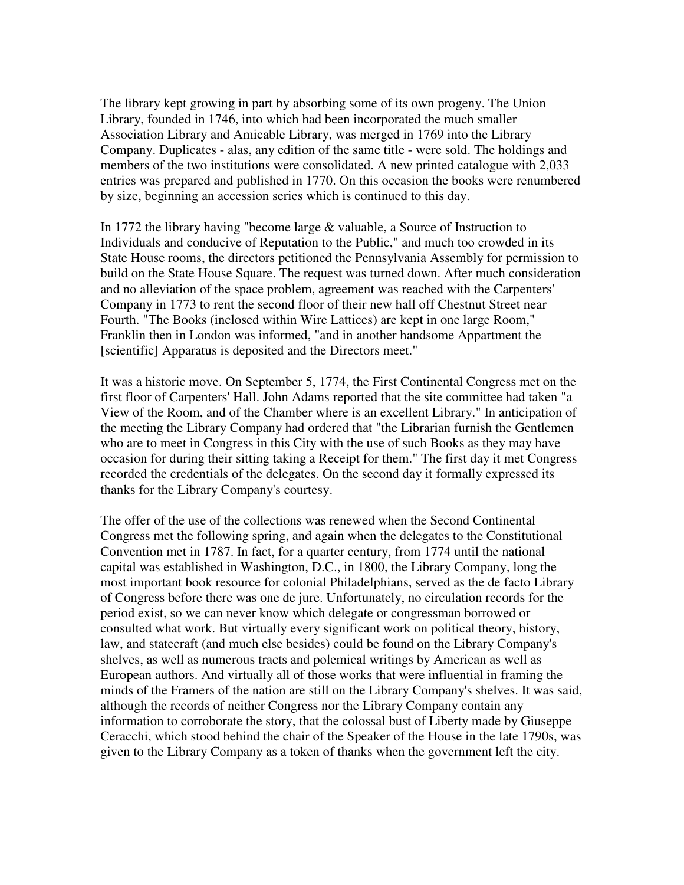The library kept growing in part by absorbing some of its own progeny. The Union Library, founded in 1746, into which had been incorporated the much smaller Association Library and Amicable Library, was merged in 1769 into the Library Company. Duplicates - alas, any edition of the same title - were sold. The holdings and members of the two institutions were consolidated. A new printed catalogue with 2,033 entries was prepared and published in 1770. On this occasion the books were renumbered by size, beginning an accession series which is continued to this day.

In 1772 the library having "become large & valuable, a Source of Instruction to Individuals and conducive of Reputation to the Public," and much too crowded in its State House rooms, the directors petitioned the Pennsylvania Assembly for permission to build on the State House Square. The request was turned down. After much consideration and no alleviation of the space problem, agreement was reached with the Carpenters' Company in 1773 to rent the second floor of their new hall off Chestnut Street near Fourth. "The Books (inclosed within Wire Lattices) are kept in one large Room," Franklin then in London was informed, "and in another handsome Appartment the [scientific] Apparatus is deposited and the Directors meet."

It was a historic move. On September 5, 1774, the First Continental Congress met on the first floor of Carpenters' Hall. John Adams reported that the site committee had taken "a View of the Room, and of the Chamber where is an excellent Library." In anticipation of the meeting the Library Company had ordered that "the Librarian furnish the Gentlemen who are to meet in Congress in this City with the use of such Books as they may have occasion for during their sitting taking a Receipt for them." The first day it met Congress recorded the credentials of the delegates. On the second day it formally expressed its thanks for the Library Company's courtesy.

The offer of the use of the collections was renewed when the Second Continental Congress met the following spring, and again when the delegates to the Constitutional Convention met in 1787. In fact, for a quarter century, from 1774 until the national capital was established in Washington, D.C., in 1800, the Library Company, long the most important book resource for colonial Philadelphians, served as the de facto Library of Congress before there was one de jure. Unfortunately, no circulation records for the period exist, so we can never know which delegate or congressman borrowed or consulted what work. But virtually every significant work on political theory, history, law, and statecraft (and much else besides) could be found on the Library Company's shelves, as well as numerous tracts and polemical writings by American as well as European authors. And virtually all of those works that were influential in framing the minds of the Framers of the nation are still on the Library Company's shelves. It was said, although the records of neither Congress nor the Library Company contain any information to corroborate the story, that the colossal bust of Liberty made by Giuseppe Ceracchi, which stood behind the chair of the Speaker of the House in the late 1790s, was given to the Library Company as a token of thanks when the government left the city.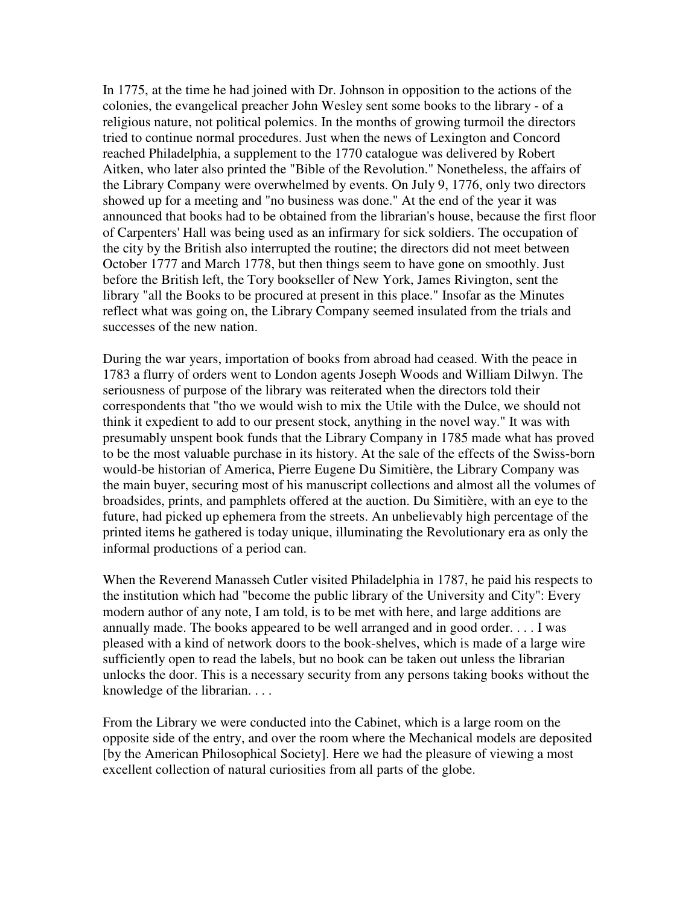In 1775, at the time he had joined with Dr. Johnson in opposition to the actions of the colonies, the evangelical preacher John Wesley sent some books to the library - of a religious nature, not political polemics. In the months of growing turmoil the directors tried to continue normal procedures. Just when the news of Lexington and Concord reached Philadelphia, a supplement to the 1770 catalogue was delivered by Robert Aitken, who later also printed the "Bible of the Revolution." Nonetheless, the affairs of the Library Company were overwhelmed by events. On July 9, 1776, only two directors showed up for a meeting and "no business was done." At the end of the year it was announced that books had to be obtained from the librarian's house, because the first floor of Carpenters' Hall was being used as an infirmary for sick soldiers. The occupation of the city by the British also interrupted the routine; the directors did not meet between October 1777 and March 1778, but then things seem to have gone on smoothly. Just before the British left, the Tory bookseller of New York, James Rivington, sent the library "all the Books to be procured at present in this place." Insofar as the Minutes reflect what was going on, the Library Company seemed insulated from the trials and successes of the new nation.

During the war years, importation of books from abroad had ceased. With the peace in 1783 a flurry of orders went to London agents Joseph Woods and William Dilwyn. The seriousness of purpose of the library was reiterated when the directors told their correspondents that "tho we would wish to mix the Utile with the Dulce, we should not think it expedient to add to our present stock, anything in the novel way." It was with presumably unspent book funds that the Library Company in 1785 made what has proved to be the most valuable purchase in its history. At the sale of the effects of the Swiss-born would-be historian of America, Pierre Eugene Du Simitière, the Library Company was the main buyer, securing most of his manuscript collections and almost all the volumes of broadsides, prints, and pamphlets offered at the auction. Du Simitière, with an eye to the future, had picked up ephemera from the streets. An unbelievably high percentage of the printed items he gathered is today unique, illuminating the Revolutionary era as only the informal productions of a period can.

When the Reverend Manasseh Cutler visited Philadelphia in 1787, he paid his respects to the institution which had "become the public library of the University and City": Every modern author of any note, I am told, is to be met with here, and large additions are annually made. The books appeared to be well arranged and in good order. . . . I was pleased with a kind of network doors to the book-shelves, which is made of a large wire sufficiently open to read the labels, but no book can be taken out unless the librarian unlocks the door. This is a necessary security from any persons taking books without the knowledge of the librarian. . . .

From the Library we were conducted into the Cabinet, which is a large room on the opposite side of the entry, and over the room where the Mechanical models are deposited [by the American Philosophical Society]. Here we had the pleasure of viewing a most excellent collection of natural curiosities from all parts of the globe.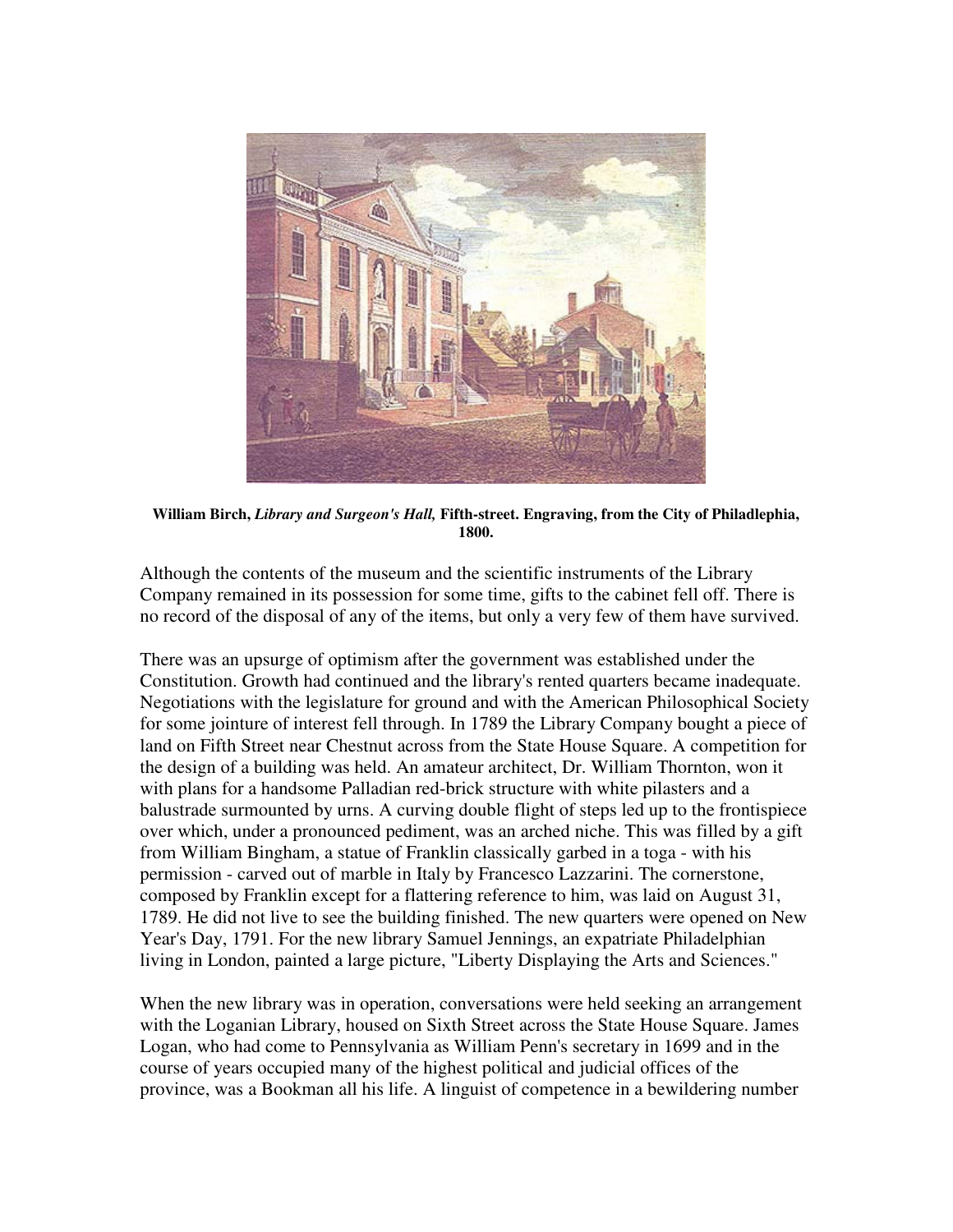**William Birch, *Library and Surgeon's Hall,* Fifth-street. Engraving, from the City of Philadlephia, 1800.**

Although the contents of the museum and the scientific instruments of the Library Company remained in its possession for some time, gifts to the cabinet fell off. There is no record of the disposal of any of the items, but only a very few of them have survived.

There was an upsurge of optimism after the government was established under the Constitution. Growth had continued and the library's rented quarters became inadequate. Negotiations with the legislature for ground and with the American Philosophical Society for some jointure of interest fell through. In 1789 the Library Company bought a piece of land on Fifth Street near Chestnut across from the State House Square. A competition for the design of a building was held. An amateur architect, Dr. William Thornton, won it with plans for a handsome Palladian red-brick structure with white pilasters and a balustrade surmounted by urns. A curving double flight of steps led up to the frontispiece over which, under a pronounced pediment, was an arched niche. This was filled by a gift from William Bingham, a statue of Franklin classically garbed in a toga - with his permission - carved out of marble in Italy by Francesco Lazzarini. The cornerstone, composed by Franklin except for a flattering reference to him, was laid on August 31, 1789. He did not live to see the building finished. The new quarters were opened on New Year's Day, 1791. For the new library Samuel Jennings, an expatriate Philadelphian living in London, painted a large picture, "Liberty Displaying the Arts and Sciences."

When the new library was in operation, conversations were held seeking an arrangement with the Loganian Library, housed on Sixth Street across the State House Square. James Logan, who had come to Pennsylvania as William Penn's secretary in 1699 and in the course of years occupied many of the highest political and judicial offices of the province, was a Bookman all his life. A linguist of competence in a bewildering number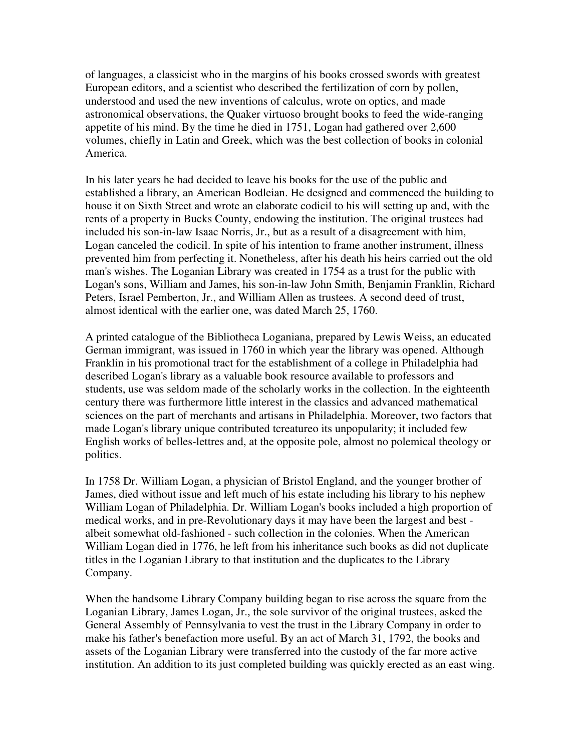of languages, a classicist who in the margins of his books crossed swords with greatest European editors, and a scientist who described the fertilization of corn by pollen, understood and used the new inventions of calculus, wrote on optics, and made astronomical observations, the Quaker virtuoso brought books to feed the wide-ranging appetite of his mind. By the time he died in 1751, Logan had gathered over 2,600 volumes, chiefly in Latin and Greek, which was the best collection of books in colonial America.

In his later years he had decided to leave his books for the use of the public and established a library, an American Bodleian. He designed and commenced the building to house it on Sixth Street and wrote an elaborate codicil to his will setting up and, with the rents of a property in Bucks County, endowing the institution. The original trustees had included his son-in-law Isaac Norris, Jr., but as a result of a disagreement with him, Logan canceled the codicil. In spite of his intention to frame another instrument, illness prevented him from perfecting it. Nonetheless, after his death his heirs carried out the old man's wishes. The Loganian Library was created in 1754 as a trust for the public with Logan's sons, William and James, his son-in-law John Smith, Benjamin Franklin, Richard Peters, Israel Pemberton, Jr., and William Allen as trustees. A second deed of trust, almost identical with the earlier one, was dated March 25, 1760.

A printed catalogue of the Bibliotheca Loganiana, prepared by Lewis Weiss, an educated German immigrant, was issued in 1760 in which year the library was opened. Although Franklin in his promotional tract for the establishment of a college in Philadelphia had described Logan's library as a valuable book resource available to professors and students, use was seldom made of the scholarly works in the collection. In the eighteenth century there was furthermore little interest in the classics and advanced mathematical sciences on the part of merchants and artisans in Philadelphia. Moreover, two factors that made Logan's library unique contributed tcreatureo its unpopularity; it included few English works of belles-lettres and, at the opposite pole, almost no polemical theology or politics.

In 1758 Dr. William Logan, a physician of Bristol England, and the younger brother of James, died without issue and left much of his estate including his library to his nephew William Logan of Philadelphia. Dr. William Logan's books included a high proportion of medical works, and in pre-Revolutionary days it may have been the largest and best - albeit somewhat old-fashioned - such collection in the colonies. When the American William Logan died in 1776, he left from his inheritance such books as did not duplicate titles in the Loganian Library to that institution and the duplicates to the Library Company.

When the handsome Library Company building began to rise across the square from the Loganian Library, James Logan, Jr., the sole survivor of the original trustees, asked the General Assembly of Pennsylvania to vest the trust in the Library Company in order to make his father's benefaction more useful. By an act of March 31, 1792, the books and assets of the Loganian Library were transferred into the custody of the far more active institution. An addition to its just completed building was quickly erected as an east wing.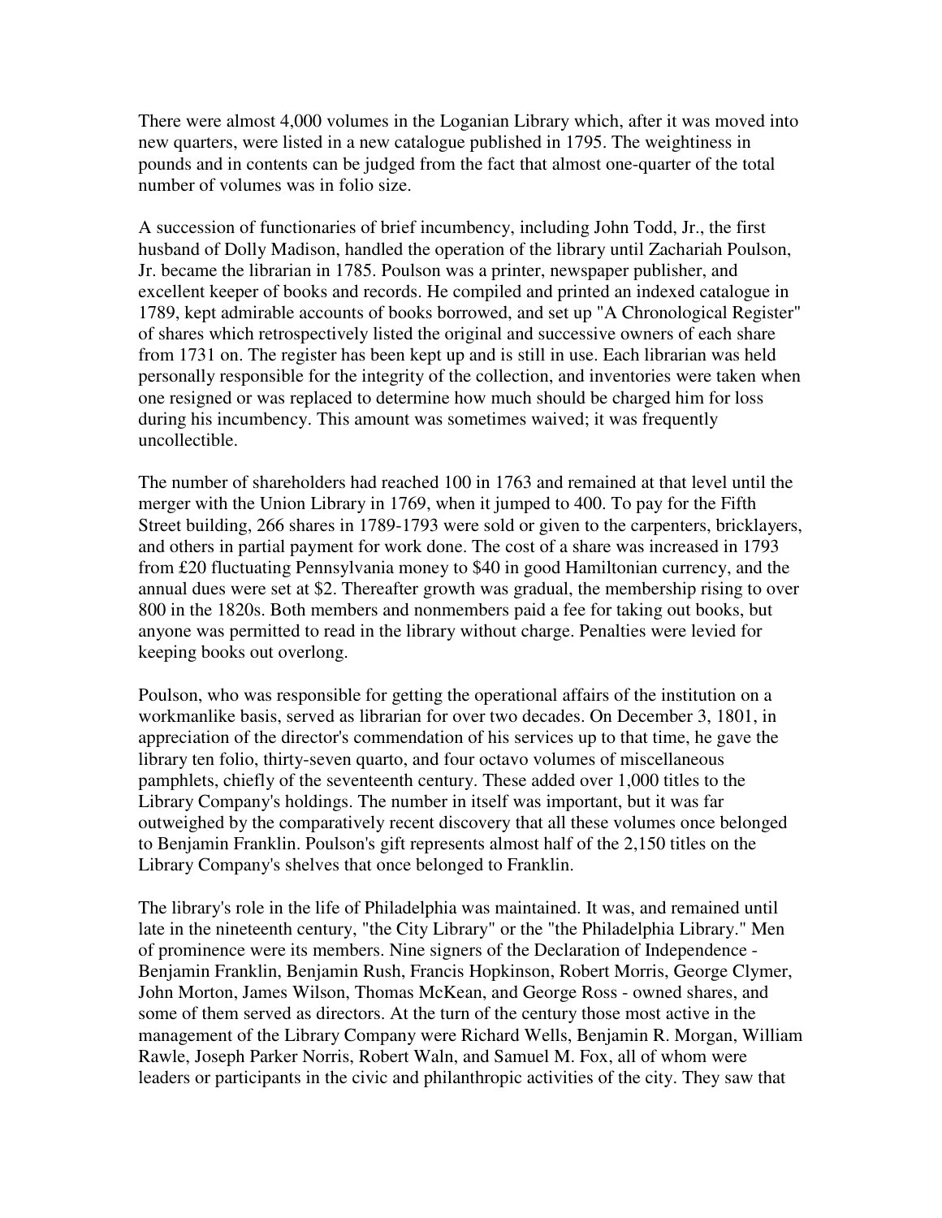There were almost 4,000 volumes in the Loganian Library which, after it was moved into new quarters, were listed in a new catalogue published in 1795. The weightiness in pounds and in contents can be judged from the fact that almost one-quarter of the total number of volumes was in folio size.

A succession of functionaries of brief incumbency, including John Todd, Jr., the first husband of Dolly Madison, handled the operation of the library until Zachariah Poulson, Jr. became the librarian in 1785. Poulson was a printer, newspaper publisher, and excellent keeper of books and records. He compiled and printed an indexed catalogue in 1789, kept admirable accounts of books borrowed, and set up "A Chronological Register" of shares which retrospectively listed the original and successive owners of each share from 1731 on. The register has been kept up and is still in use. Each librarian was held personally responsible for the integrity of the collection, and inventories were taken when one resigned or was replaced to determine how much should be charged him for loss during his incumbency. This amount was sometimes waived; it was frequently uncollectible.

The number of shareholders had reached 100 in 1763 and remained at that level until the merger with the Union Library in 1769, when it jumped to 400. To pay for the Fifth Street building, 266 shares in 1789-1793 were sold or given to the carpenters, bricklayers, and others in partial payment for work done. The cost of a share was increased in 1793 from £20 fluctuating Pennsylvania money to $40 in good Hamiltonian currency, and the annual dues were set at $2. Thereafter growth was gradual, the membership rising to over 800 in the 1820s. Both members and nonmembers paid a fee for taking out books, but anyone was permitted to read in the library without charge. Penalties were levied for keeping books out overlong.

Poulson, who was responsible for getting the operational affairs of the institution on a workmanlike basis, served as librarian for over two decades. On December 3, 1801, in appreciation of the director's commendation of his services up to that time, he gave the library ten folio, thirty-seven quarto, and four octavo volumes of miscellaneous pamphlets, chiefly of the seventeenth century. These added over 1,000 titles to the Library Company's holdings. The number in itself was important, but it was far outweighed by the comparatively recent discovery that all these volumes once belonged to Benjamin Franklin. Poulson's gift represents almost half of the 2,150 titles on the Library Company's shelves that once belonged to Franklin.

The library's role in the life of Philadelphia was maintained. It was, and remained until late in the nineteenth century, "the City Library" or the "the Philadelphia Library." Men of prominence were its members. Nine signers of the Declaration of Independence - Benjamin Franklin, Benjamin Rush, Francis Hopkinson, Robert Morris, George Clymer, John Morton, James Wilson, Thomas McKean, and George Ross - owned shares, and some of them served as directors. At the turn of the century those most active in the management of the Library Company were Richard Wells, Benjamin R. Morgan, William Rawle, Joseph Parker Norris, Robert Waln, and Samuel M. Fox, all of whom were leaders or participants in the civic and philanthropic activities of the city. They saw that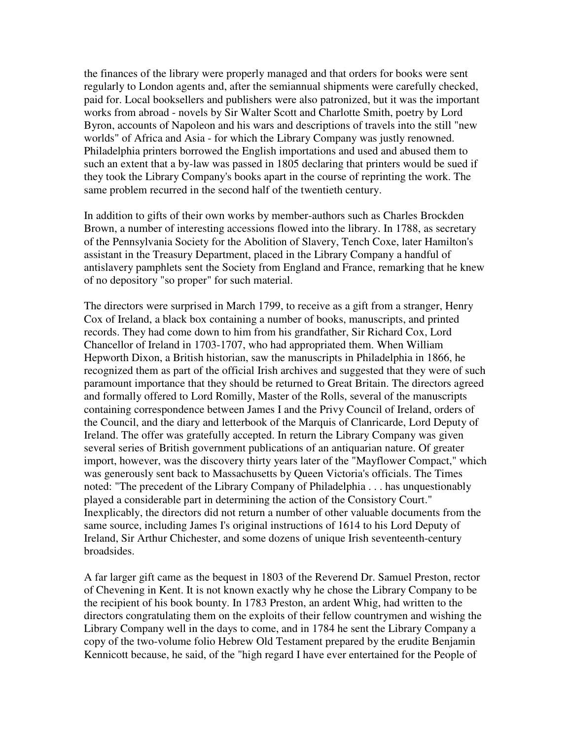the finances of the library were properly managed and that orders for books were sent regularly to London agents and, after the semiannual shipments were carefully checked, paid for. Local booksellers and publishers were also patronized, but it was the important works from abroad - novels by Sir Walter Scott and Charlotte Smith, poetry by Lord Byron, accounts of Napoleon and his wars and descriptions of travels into the still "new worlds" of Africa and Asia - for which the Library Company was justly renowned. Philadelphia printers borrowed the English importations and used and abused them to such an extent that a by-law was passed in 1805 declaring that printers would be sued if they took the Library Company's books apart in the course of reprinting the work. The same problem recurred in the second half of the twentieth century.

In addition to gifts of their own works by member-authors such as Charles Brockden Brown, a number of interesting accessions flowed into the library. In 1788, as secretary of the Pennsylvania Society for the Abolition of Slavery, Tench Coxe, later Hamilton's assistant in the Treasury Department, placed in the Library Company a handful of antislavery pamphlets sent the Society from England and France, remarking that he knew of no depository "so proper" for such material.

The directors were surprised in March 1799, to receive as a gift from a stranger, Henry Cox of Ireland, a black box containing a number of books, manuscripts, and printed records. They had come down to him from his grandfather, Sir Richard Cox, Lord Chancellor of Ireland in 1703-1707, who had appropriated them. When William Hepworth Dixon, a British historian, saw the manuscripts in Philadelphia in 1866, he recognized them as part of the official Irish archives and suggested that they were of such paramount importance that they should be returned to Great Britain. The directors agreed and formally offered to Lord Romilly, Master of the Rolls, several of the manuscripts containing correspondence between James I and the Privy Council of Ireland, orders of the Council, and the diary and letterbook of the Marquis of Clanricarde, Lord Deputy of Ireland. The offer was gratefully accepted. In return the Library Company was given several series of British government publications of an antiquarian nature. Of greater import, however, was the discovery thirty years later of the "Mayflower Compact," which was generously sent back to Massachusetts by Queen Victoria's officials. The Times noted: "The precedent of the Library Company of Philadelphia . . . has unquestionably played a considerable part in determining the action of the Consistory Court." Inexplicably, the directors did not return a number of other valuable documents from the same source, including James I's original instructions of 1614 to his Lord Deputy of Ireland, Sir Arthur Chichester, and some dozens of unique Irish seventeenth-century broadsides.

A far larger gift came as the bequest in 1803 of the Reverend Dr. Samuel Preston, rector of Chevening in Kent. It is not known exactly why he chose the Library Company to be the recipient of his book bounty. In 1783 Preston, an ardent Whig, had written to the directors congratulating them on the exploits of their fellow countrymen and wishing the Library Company well in the days to come, and in 1784 he sent the Library Company a copy of the two-volume folio Hebrew Old Testament prepared by the erudite Benjamin Kennicott because, he said, of the "high regard I have ever entertained for the People of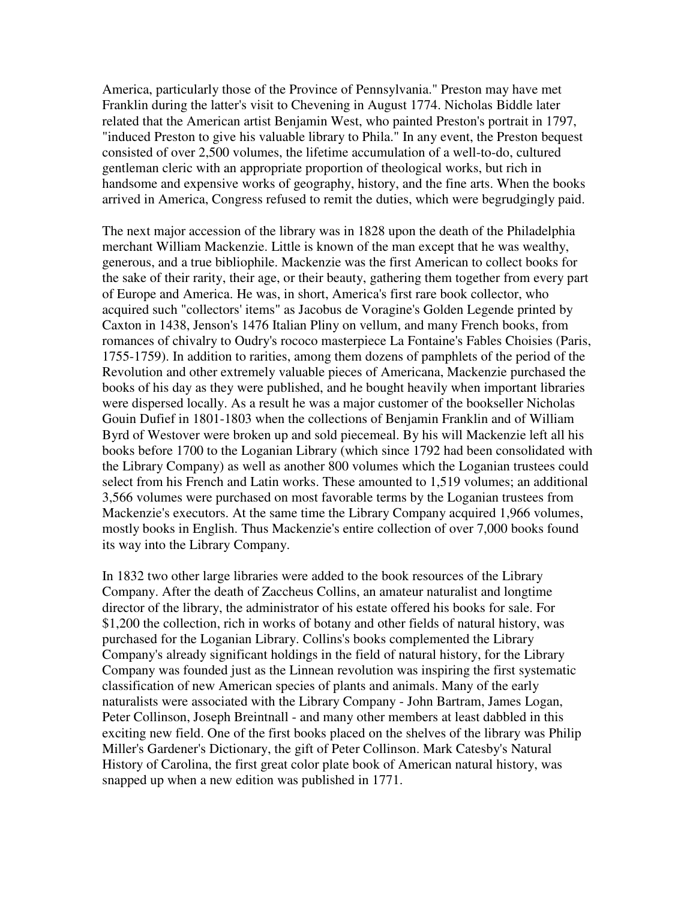America, particularly those of the Province of Pennsylvania." Preston may have met Franklin during the latter's visit to Chevening in August 1774. Nicholas Biddle later related that the American artist Benjamin West, who painted Preston's portrait in 1797, "induced Preston to give his valuable library to Phila." In any event, the Preston bequest consisted of over 2,500 volumes, the lifetime accumulation of a well-to-do, cultured gentleman cleric with an appropriate proportion of theological works, but rich in handsome and expensive works of geography, history, and the fine arts. When the books arrived in America, Congress refused to remit the duties, which were begrudgingly paid.

The next major accession of the library was in 1828 upon the death of the Philadelphia merchant William Mackenzie. Little is known of the man except that he was wealthy, generous, and a true bibliophile. Mackenzie was the first American to collect books for the sake of their rarity, their age, or their beauty, gathering them together from every part of Europe and America. He was, in short, America's first rare book collector, who acquired such "collectors' items" as Jacobus de Voragine's Golden Legende printed by Caxton in 1438, Jenson's 1476 Italian Pliny on vellum, and many French books, from romances of chivalry to Oudry's rococo masterpiece La Fontaine's Fables Choisies (Paris, 1755-1759). In addition to rarities, among them dozens of pamphlets of the period of the Revolution and other extremely valuable pieces of Americana, Mackenzie purchased the books of his day as they were published, and he bought heavily when important libraries were dispersed locally. As a result he was a major customer of the bookseller Nicholas Gouin Dufief in 1801-1803 when the collections of Benjamin Franklin and of William Byrd of Westover were broken up and sold piecemeal. By his will Mackenzie left all his books before 1700 to the Loganian Library (which since 1792 had been consolidated with the Library Company) as well as another 800 volumes which the Loganian trustees could select from his French and Latin works. These amounted to 1,519 volumes; an additional 3,566 volumes were purchased on most favorable terms by the Loganian trustees from Mackenzie's executors. At the same time the Library Company acquired 1,966 volumes, mostly books in English. Thus Mackenzie's entire collection of over 7,000 books found its way into the Library Company.

In 1832 two other large libraries were added to the book resources of the Library Company. After the death of Zaccheus Collins, an amateur naturalist and longtime director of the library, the administrator of his estate offered his books for sale. For $1,200 the collection, rich in works of botany and other fields of natural history, was purchased for the Loganian Library. Collins's books complemented the Library Company's already significant holdings in the field of natural history, for the Library Company was founded just as the Linnean revolution was inspiring the first systematic classification of new American species of plants and animals. Many of the early naturalists were associated with the Library Company - John Bartram, James Logan, Peter Collinson, Joseph Breintnall - and many other members at least dabbled in this exciting new field. One of the first books placed on the shelves of the library was Philip Miller's Gardener's Dictionary, the gift of Peter Collinson. Mark Catesby's Natural History of Carolina, the first great color plate book of American natural history, was snapped up when a new edition was published in 1771.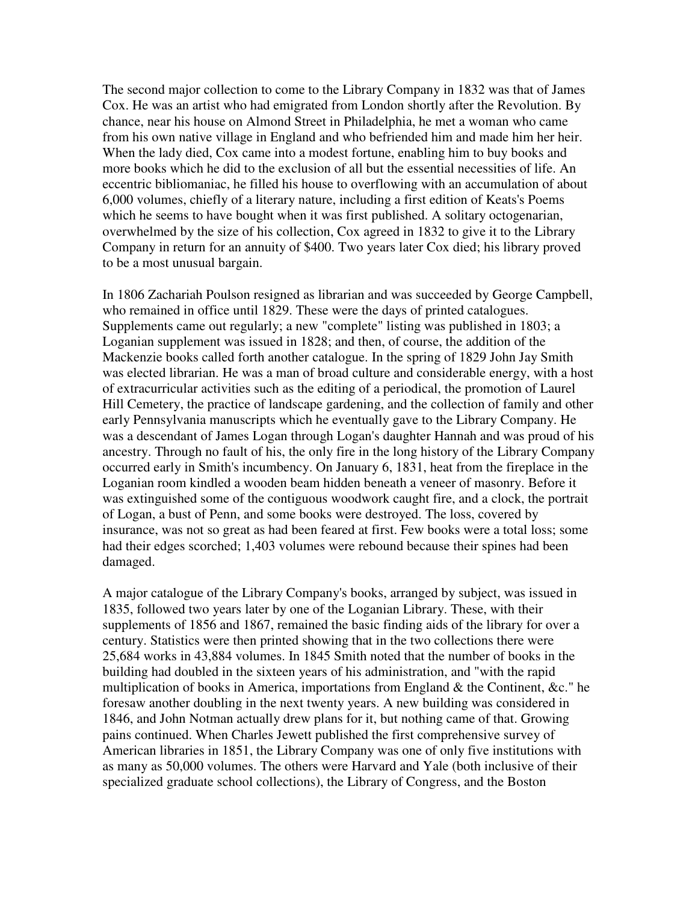The second major collection to come to the Library Company in 1832 was that of James Cox. He was an artist who had emigrated from London shortly after the Revolution. By chance, near his house on Almond Street in Philadelphia, he met a woman who came from his own native village in England and who befriended him and made him her heir. When the lady died, Cox came into a modest fortune, enabling him to buy books and more books which he did to the exclusion of all but the essential necessities of life. An eccentric bibliomaniac, he filled his house to overflowing with an accumulation of about 6,000 volumes, chiefly of a literary nature, including a first edition of Keats's Poems which he seems to have bought when it was first published. A solitary octogenarian, overwhelmed by the size of his collection, Cox agreed in 1832 to give it to the Library Company in return for an annuity of $400. Two years later Cox died; his library proved to be a most unusual bargain.

In 1806 Zachariah Poulson resigned as librarian and was succeeded by George Campbell, who remained in office until 1829. These were the days of printed catalogues. Supplements came out regularly; a new "complete" listing was published in 1803; a Loganian supplement was issued in 1828; and then, of course, the addition of the Mackenzie books called forth another catalogue. In the spring of 1829 John Jay Smith was elected librarian. He was a man of broad culture and considerable energy, with a host of extracurricular activities such as the editing of a periodical, the promotion of Laurel Hill Cemetery, the practice of landscape gardening, and the collection of family and other early Pennsylvania manuscripts which he eventually gave to the Library Company. He was a descendant of James Logan through Logan's daughter Hannah and was proud of his ancestry. Through no fault of his, the only fire in the long history of the Library Company occurred early in Smith's incumbency. On January 6, 1831, heat from the fireplace in the Loganian room kindled a wooden beam hidden beneath a veneer of masonry. Before it was extinguished some of the contiguous woodwork caught fire, and a clock, the portrait of Logan, a bust of Penn, and some books were destroyed. The loss, covered by insurance, was not so great as had been feared at first. Few books were a total loss; some had their edges scorched; 1,403 volumes were rebound because their spines had been damaged.

A major catalogue of the Library Company's books, arranged by subject, was issued in 1835, followed two years later by one of the Loganian Library. These, with their supplements of 1856 and 1867, remained the basic finding aids of the library for over a century. Statistics were then printed showing that in the two collections there were 25,684 works in 43,884 volumes. In 1845 Smith noted that the number of books in the building had doubled in the sixteen years of his administration, and "with the rapid multiplication of books in America, importations from England & the Continent, &c." he foresaw another doubling in the next twenty years. A new building was considered in 1846, and John Notman actually drew plans for it, but nothing came of that. Growing pains continued. When Charles Jewett published the first comprehensive survey of American libraries in 1851, the Library Company was one of only five institutions with as many as 50,000 volumes. The others were Harvard and Yale (both inclusive of their specialized graduate school collections), the Library of Congress, and the Boston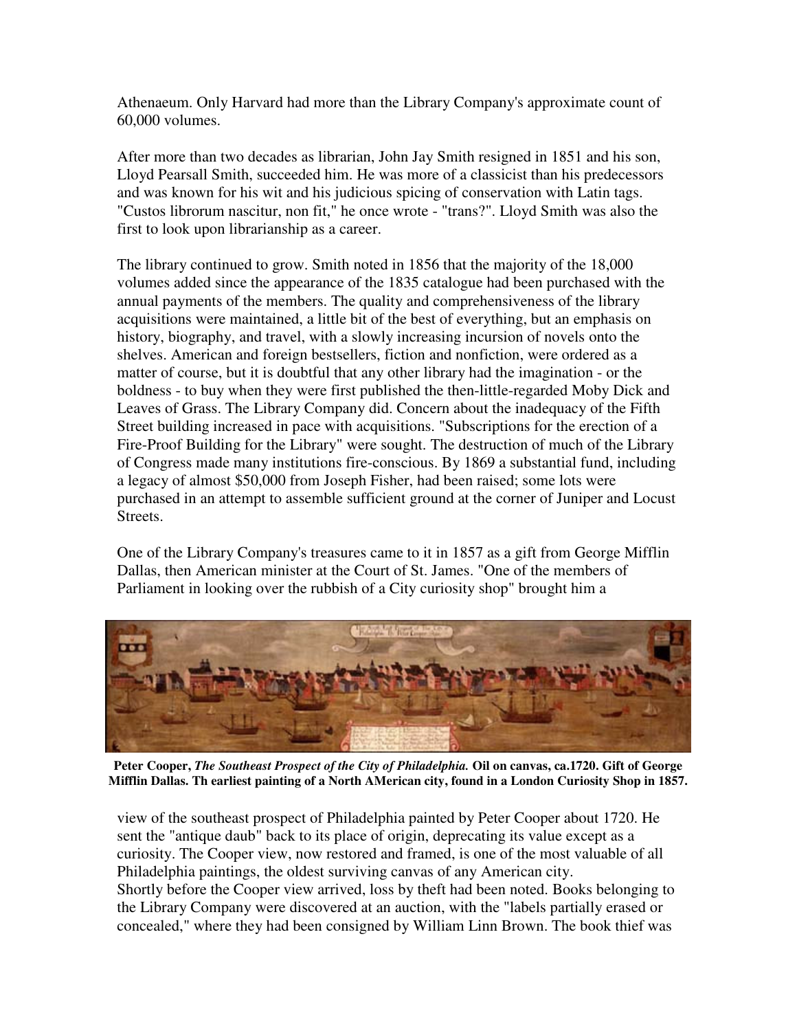Athenaeum. Only Harvard had more than the Library Company's approximate count of 60,000 volumes.

After more than two decades as librarian, John Jay Smith resigned in 1851 and his son, Lloyd Pearsall Smith, succeeded him. He was more of a classicist than his predecessors and was known for his wit and his judicious spicing of conservation with Latin tags. "Custos librorum nascitur, non fit," he once wrote - "trans?". Lloyd Smith was also the first to look upon librarianship as a career.

The library continued to grow. Smith noted in 1856 that the majority of the 18,000 volumes added since the appearance of the 1835 catalogue had been purchased with the annual payments of the members. The quality and comprehensiveness of the library acquisitions were maintained, a little bit of the best of everything, but an emphasis on history, biography, and travel, with a slowly increasing incursion of novels onto the shelves. American and foreign bestsellers, fiction and nonfiction, were ordered as a matter of course, but it is doubtful that any other library had the imagination - or the boldness - to buy when they were first published the then-little-regarded Moby Dick and Leaves of Grass. The Library Company did. Concern about the inadequacy of the Fifth Street building increased in pace with acquisitions. "Subscriptions for the erection of a Fire-Proof Building for the Library" were sought. The destruction of much of the Library of Congress made many institutions fire-conscious. By 1869 a substantial fund, including a legacy of almost $50,000 from Joseph Fisher, had been raised; some lots were purchased in an attempt to assemble sufficient ground at the corner of Juniper and Locust Streets.

One of the Library Company's treasures came to it in 1857 as a gift from George Mifflin Dallas, then American minister at the Court of St. James. "One of the members of Parliament in looking over the rubbish of a City curiosity shop" brought him a

**Peter Cooper, *The Southeast Prospect of the City of Philadelphia.* Oil on canvas, ca.1720. Gift of George Mifflin Dallas. Th earliest painting of a North AMerican city, found in a London Curiosity Shop in 1857.**

view of the southeast prospect of Philadelphia painted by Peter Cooper about 1720. He sent the "antique daub" back to its place of origin, deprecating its value except as a curiosity. The Cooper view, now restored and framed, is one of the most valuable of all Philadelphia paintings, the oldest surviving canvas of any American city.
Shortly before the Cooper view arrived, loss by theft had been noted. Books belonging to the Library Company were discovered at an auction, with the "labels partially erased or concealed," where they had been consigned by William Linn Brown. The book thief was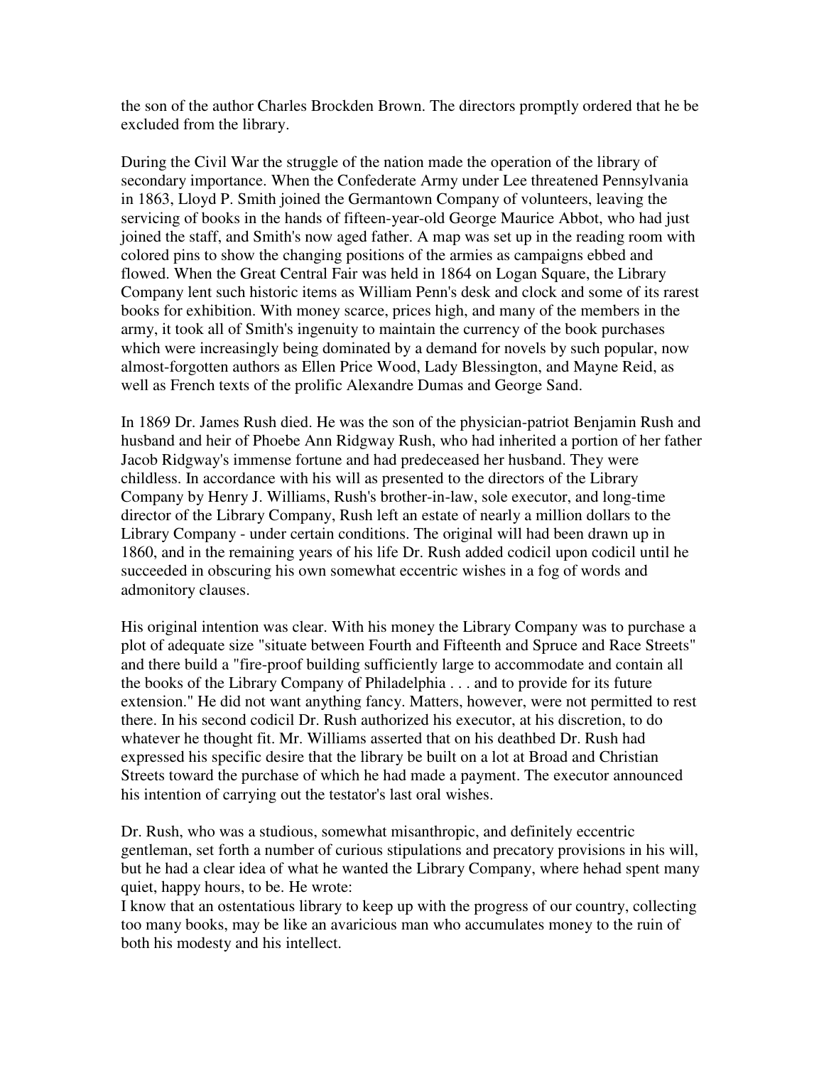the son of the author Charles Brockden Brown. The directors promptly ordered that he be excluded from the library.

During the Civil War the struggle of the nation made the operation of the library of secondary importance. When the Confederate Army under Lee threatened Pennsylvania in 1863, Lloyd P. Smith joined the Germantown Company of volunteers, leaving the servicing of books in the hands of fifteen-year-old George Maurice Abbot, who had just joined the staff, and Smith's now aged father. A map was set up in the reading room with colored pins to show the changing positions of the armies as campaigns ebbed and flowed. When the Great Central Fair was held in 1864 on Logan Square, the Library Company lent such historic items as William Penn's desk and clock and some of its rarest books for exhibition. With money scarce, prices high, and many of the members in the army, it took all of Smith's ingenuity to maintain the currency of the book purchases which were increasingly being dominated by a demand for novels by such popular, now almost-forgotten authors as Ellen Price Wood, Lady Blessington, and Mayne Reid, as well as French texts of the prolific Alexandre Dumas and George Sand.

In 1869 Dr. James Rush died. He was the son of the physician-patriot Benjamin Rush and husband and heir of Phoebe Ann Ridgway Rush, who had inherited a portion of her father Jacob Ridgway's immense fortune and had predeceased her husband. They were childless. In accordance with his will as presented to the directors of the Library Company by Henry J. Williams, Rush's brother-in-law, sole executor, and long-time director of the Library Company, Rush left an estate of nearly a million dollars to the Library Company - under certain conditions. The original will had been drawn up in 1860, and in the remaining years of his life Dr. Rush added codicil upon codicil until he succeeded in obscuring his own somewhat eccentric wishes in a fog of words and admonitory clauses.

His original intention was clear. With his money the Library Company was to purchase a plot of adequate size "situate between Fourth and Fifteenth and Spruce and Race Streets" and there build a "fire-proof building sufficiently large to accommodate and contain all the books of the Library Company of Philadelphia . . . and to provide for its future extension." He did not want anything fancy. Matters, however, were not permitted to rest there. In his second codicil Dr. Rush authorized his executor, at his discretion, to do whatever he thought fit. Mr. Williams asserted that on his deathbed Dr. Rush had expressed his specific desire that the library be built on a lot at Broad and Christian Streets toward the purchase of which he had made a payment. The executor announced his intention of carrying out the testator's last oral wishes.

Dr. Rush, who was a studious, somewhat misanthropic, and definitely eccentric gentleman, set forth a number of curious stipulations and precatory provisions in his will, but he had a clear idea of what he wanted the Library Company, where hehad spent many quiet, happy hours, to be. He wrote:

I know that an ostentatious library to keep up with the progress of our country, collecting too many books, may be like an avaricious man who accumulates money to the ruin of both his modesty and his intellect.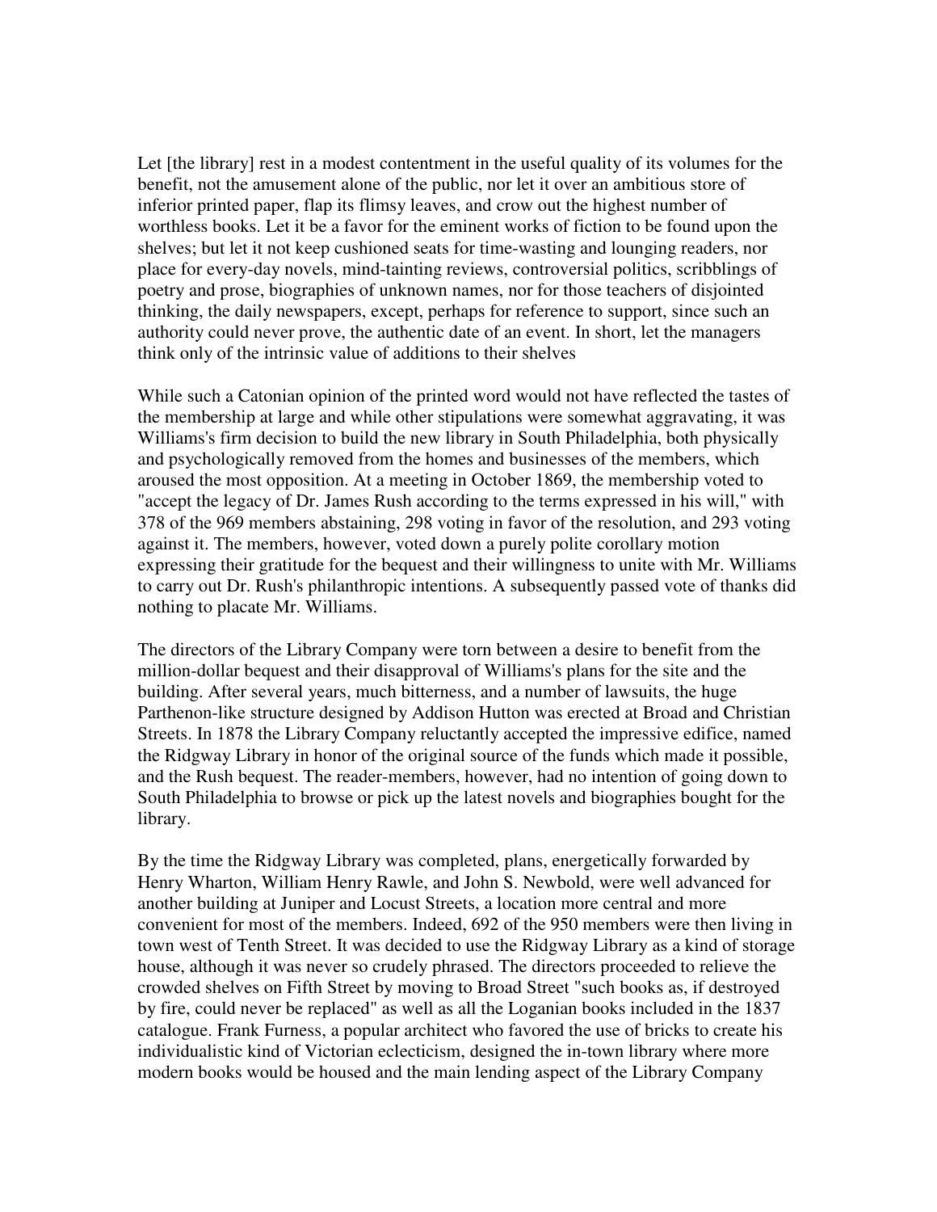Let [the library] rest in a modest contentment in the useful quality of its volumes for the benefit, not the amusement alone of the public, nor let it over an ambitious store of inferior printed paper, flap its flimsy leaves, and crow out the highest number of worthless books. Let it be a favor for the eminent works of fiction to be found upon the shelves; but let it not keep cushioned seats for time-wasting and lounging readers, nor place for every-day novels, mind-tainting reviews, controversial politics, scribblings of poetry and prose, biographies of unknown names, nor for those teachers of disjointed thinking, the daily newspapers, except, perhaps for reference to support, since such an authority could never prove, the authentic date of an event. In short, let the managers think only of the intrinsic value of additions to their shelves

While such a Catonian opinion of the printed word would not have reflected the tastes of the membership at large and while other stipulations were somewhat aggravating, it was Williams's firm decision to build the new library in South Philadelphia, both physically and psychologically removed from the homes and businesses of the members, which aroused the most opposition. At a meeting in October 1869, the membership voted to "accept the legacy of Dr. James Rush according to the terms expressed in his will," with 378 of the 969 members abstaining, 298 voting in favor of the resolution, and 293 voting against it. The members, however, voted down a purely polite corollary motion expressing their gratitude for the bequest and their willingness to unite with Mr. Williams to carry out Dr. Rush's philanthropic intentions. A subsequently passed vote of thanks did nothing to placate Mr. Williams.

The directors of the Library Company were torn between a desire to benefit from the million-dollar bequest and their disapproval of Williams's plans for the site and the building. After several years, much bitterness, and a number of lawsuits, the huge Parthenon-like structure designed by Addison Hutton was erected at Broad and Christian Streets. In 1878 the Library Company reluctantly accepted the impressive edifice, named the Ridgway Library in honor of the original source of the funds which made it possible, and the Rush bequest. The reader-members, however, had no intention of going down to South Philadelphia to browse or pick up the latest novels and biographies bought for the library.

By the time the Ridgway Library was completed, plans, energetically forwarded by Henry Wharton, William Henry Rawle, and John S. Newbold, were well advanced for another building at Juniper and Locust Streets, a location more central and more convenient for most of the members. Indeed, 692 of the 950 members were then living in town west of Tenth Street. It was decided to use the Ridgway Library as a kind of storage house, although it was never so crudely phrased. The directors proceeded to relieve the crowded shelves on Fifth Street by moving to Broad Street "such books as, if destroyed by fire, could never be replaced" as well as all the Loganian books included in the 1837 catalogue. Frank Furness, a popular architect who favored the use of bricks to create his individualistic kind of Victorian eclecticism, designed the in-town library where more modern books would be housed and the main lending aspect of the Library Company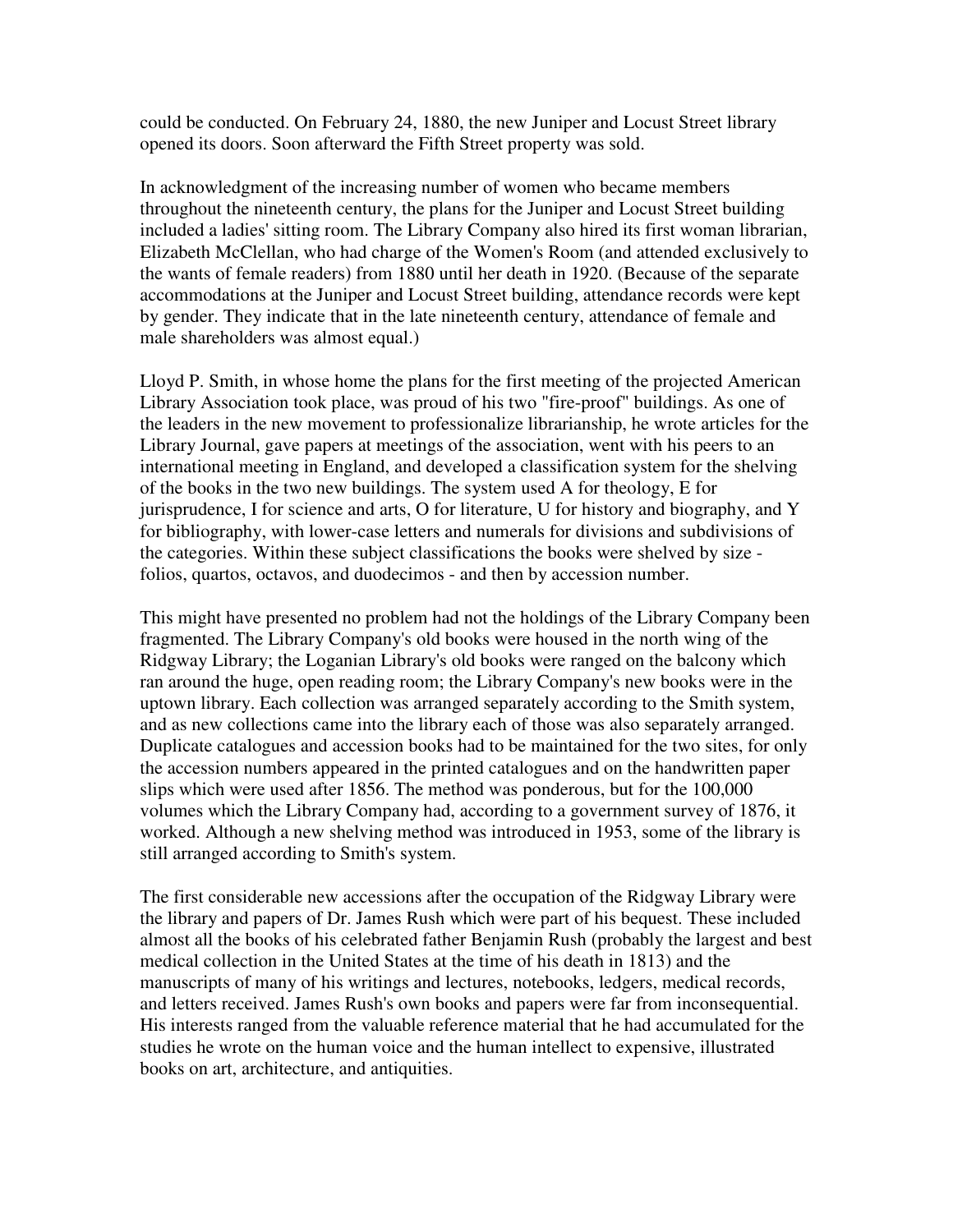could be conducted. On February 24, 1880, the new Juniper and Locust Street library opened its doors. Soon afterward the Fifth Street property was sold.

In acknowledgment of the increasing number of women who became members throughout the nineteenth century, the plans for the Juniper and Locust Street building included a ladies' sitting room. The Library Company also hired its first woman librarian, Elizabeth McClellan, who had charge of the Women's Room (and attended exclusively to the wants of female readers) from 1880 until her death in 1920. (Because of the separate accommodations at the Juniper and Locust Street building, attendance records were kept by gender. They indicate that in the late nineteenth century, attendance of female and male shareholders was almost equal.)

Lloyd P. Smith, in whose home the plans for the first meeting of the projected American Library Association took place, was proud of his two "fire-proof" buildings. As one of the leaders in the new movement to professionalize librarianship, he wrote articles for the Library Journal, gave papers at meetings of the association, went with his peers to an international meeting in England, and developed a classification system for the shelving of the books in the two new buildings. The system used A for theology, E for jurisprudence, I for science and arts, O for literature, U for history and biography, and Y for bibliography, with lower-case letters and numerals for divisions and subdivisions of the categories. Within these subject classifications the books were shelved by size - folios, quartos, octavos, and duodecimos - and then by accession number.

This might have presented no problem had not the holdings of the Library Company been fragmented. The Library Company's old books were housed in the north wing of the Ridgway Library; the Loganian Library's old books were ranged on the balcony which ran around the huge, open reading room; the Library Company's new books were in the uptown library. Each collection was arranged separately according to the Smith system, and as new collections came into the library each of those was also separately arranged. Duplicate catalogues and accession books had to be maintained for the two sites, for only the accession numbers appeared in the printed catalogues and on the handwritten paper slips which were used after 1856. The method was ponderous, but for the 100,000 volumes which the Library Company had, according to a government survey of 1876, it worked. Although a new shelving method was introduced in 1953, some of the library is still arranged according to Smith's system.

The first considerable new accessions after the occupation of the Ridgway Library were the library and papers of Dr. James Rush which were part of his bequest. These included almost all the books of his celebrated father Benjamin Rush (probably the largest and best medical collection in the United States at the time of his death in 1813) and the manuscripts of many of his writings and lectures, notebooks, ledgers, medical records, and letters received. James Rush's own books and papers were far from inconsequential. His interests ranged from the valuable reference material that he had accumulated for the studies he wrote on the human voice and the human intellect to expensive, illustrated books on art, architecture, and antiquities.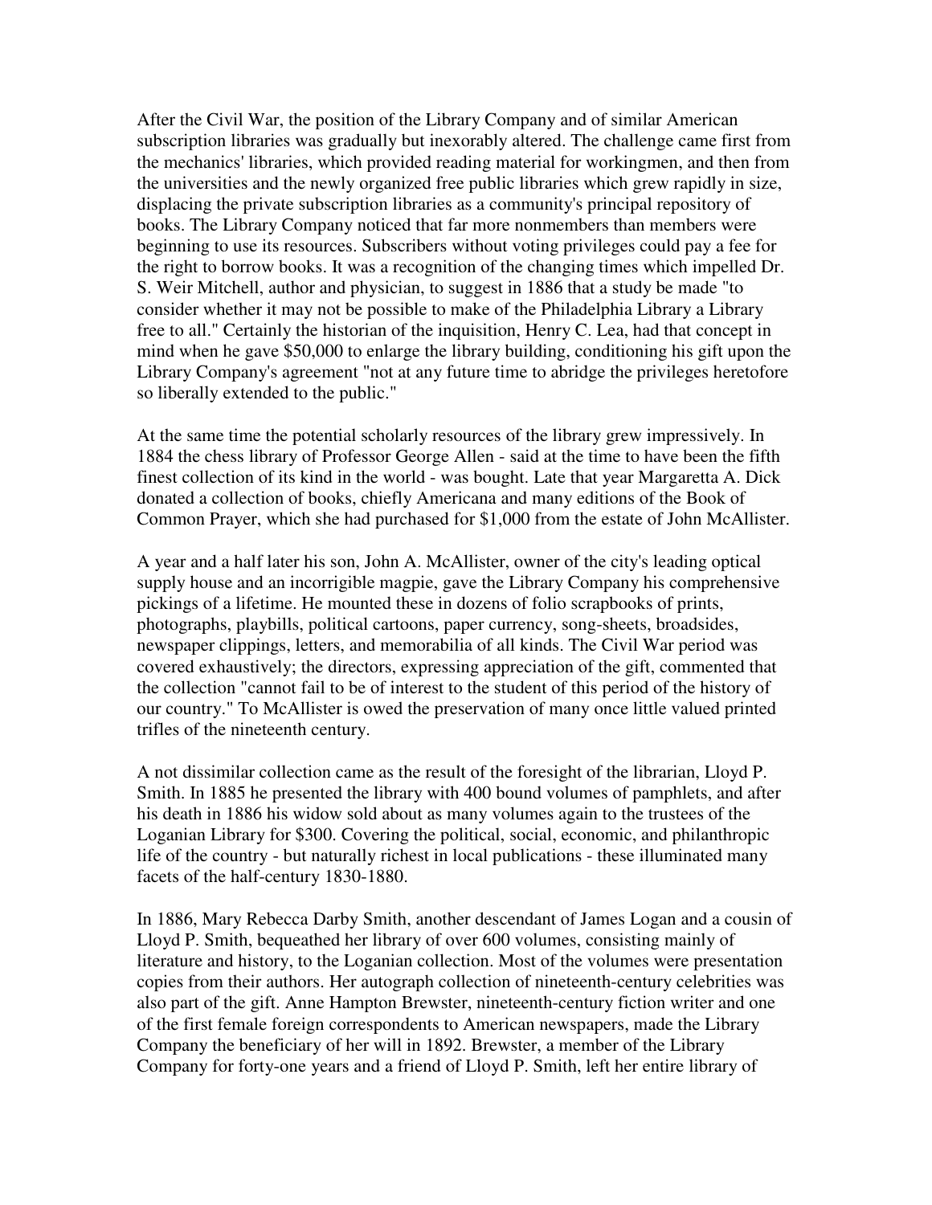After the Civil War, the position of the Library Company and of similar American subscription libraries was gradually but inexorably altered. The challenge came first from the mechanics' libraries, which provided reading material for workingmen, and then from the universities and the newly organized free public libraries which grew rapidly in size, displacing the private subscription libraries as a community's principal repository of books. The Library Company noticed that far more nonmembers than members were beginning to use its resources. Subscribers without voting privileges could pay a fee for the right to borrow books. It was a recognition of the changing times which impelled Dr. S. Weir Mitchell, author and physician, to suggest in 1886 that a study be made "to consider whether it may not be possible to make of the Philadelphia Library a Library free to all." Certainly the historian of the inquisition, Henry C. Lea, had that concept in mind when he gave $50,000 to enlarge the library building, conditioning his gift upon the Library Company's agreement "not at any future time to abridge the privileges heretofore so liberally extended to the public."

At the same time the potential scholarly resources of the library grew impressively. In 1884 the chess library of Professor George Allen - said at the time to have been the fifth finest collection of its kind in the world - was bought. Late that year Margaretta A. Dick donated a collection of books, chiefly Americana and many editions of the Book of Common Prayer, which she had purchased for $1,000 from the estate of John McAllister.

A year and a half later his son, John A. McAllister, owner of the city's leading optical supply house and an incorrigible magpie, gave the Library Company his comprehensive pickings of a lifetime. He mounted these in dozens of folio scrapbooks of prints, photographs, playbills, political cartoons, paper currency, song-sheets, broadsides, newspaper clippings, letters, and memorabilia of all kinds. The Civil War period was covered exhaustively; the directors, expressing appreciation of the gift, commented that the collection "cannot fail to be of interest to the student of this period of the history of our country." To McAllister is owed the preservation of many once little valued printed trifles of the nineteenth century.

A not dissimilar collection came as the result of the foresight of the librarian, Lloyd P. Smith. In 1885 he presented the library with 400 bound volumes of pamphlets, and after his death in 1886 his widow sold about as many volumes again to the trustees of the Loganian Library for $300. Covering the political, social, economic, and philanthropic life of the country - but naturally richest in local publications - these illuminated many facets of the half-century 1830-1880.

In 1886, Mary Rebecca Darby Smith, another descendant of James Logan and a cousin of Lloyd P. Smith, bequeathed her library of over 600 volumes, consisting mainly of literature and history, to the Loganian collection. Most of the volumes were presentation copies from their authors. Her autograph collection of nineteenth-century celebrities was also part of the gift. Anne Hampton Brewster, nineteenth-century fiction writer and one of the first female foreign correspondents to American newspapers, made the Library Company the beneficiary of her will in 1892. Brewster, a member of the Library Company for forty-one years and a friend of Lloyd P. Smith, left her entire library of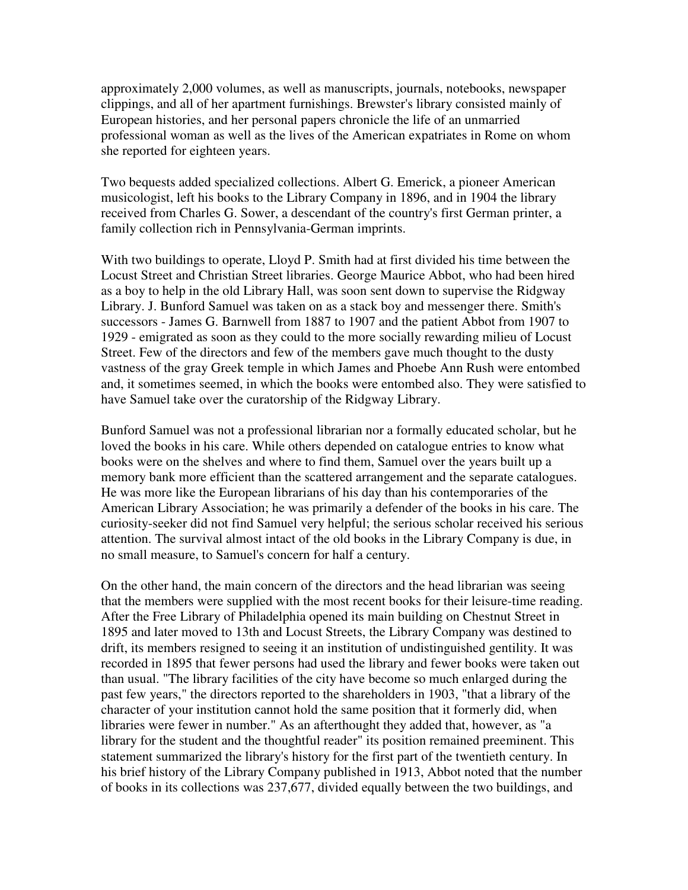approximately 2,000 volumes, as well as manuscripts, journals, notebooks, newspaper clippings, and all of her apartment furnishings. Brewster's library consisted mainly of European histories, and her personal papers chronicle the life of an unmarried professional woman as well as the lives of the American expatriates in Rome on whom she reported for eighteen years.

Two bequests added specialized collections. Albert G. Emerick, a pioneer American musicologist, left his books to the Library Company in 1896, and in 1904 the library received from Charles G. Sower, a descendant of the country's first German printer, a family collection rich in Pennsylvania-German imprints.

With two buildings to operate, Lloyd P. Smith had at first divided his time between the Locust Street and Christian Street libraries. George Maurice Abbot, who had been hired as a boy to help in the old Library Hall, was soon sent down to supervise the Ridgway Library. J. Bunford Samuel was taken on as a stack boy and messenger there. Smith's successors - James G. Barnwell from 1887 to 1907 and the patient Abbot from 1907 to 1929 - emigrated as soon as they could to the more socially rewarding milieu of Locust Street. Few of the directors and few of the members gave much thought to the dusty vastness of the gray Greek temple in which James and Phoebe Ann Rush were entombed and, it sometimes seemed, in which the books were entombed also. They were satisfied to have Samuel take over the curatorship of the Ridgway Library.

Bunford Samuel was not a professional librarian nor a formally educated scholar, but he loved the books in his care. While others depended on catalogue entries to know what books were on the shelves and where to find them, Samuel over the years built up a memory bank more efficient than the scattered arrangement and the separate catalogues. He was more like the European librarians of his day than his contemporaries of the American Library Association; he was primarily a defender of the books in his care. The curiosity-seeker did not find Samuel very helpful; the serious scholar received his serious attention. The survival almost intact of the old books in the Library Company is due, in no small measure, to Samuel's concern for half a century.

On the other hand, the main concern of the directors and the head librarian was seeing that the members were supplied with the most recent books for their leisure-time reading. After the Free Library of Philadelphia opened its main building on Chestnut Street in 1895 and later moved to 13th and Locust Streets, the Library Company was destined to drift, its members resigned to seeing it an institution of undistinguished gentility. It was recorded in 1895 that fewer persons had used the library and fewer books were taken out than usual. "The library facilities of the city have become so much enlarged during the past few years," the directors reported to the shareholders in 1903, "that a library of the character of your institution cannot hold the same position that it formerly did, when libraries were fewer in number." As an afterthought they added that, however, as "a library for the student and the thoughtful reader" its position remained preeminent. This statement summarized the library's history for the first part of the twentieth century. In his brief history of the Library Company published in 1913, Abbot noted that the number of books in its collections was 237,677, divided equally between the two buildings, and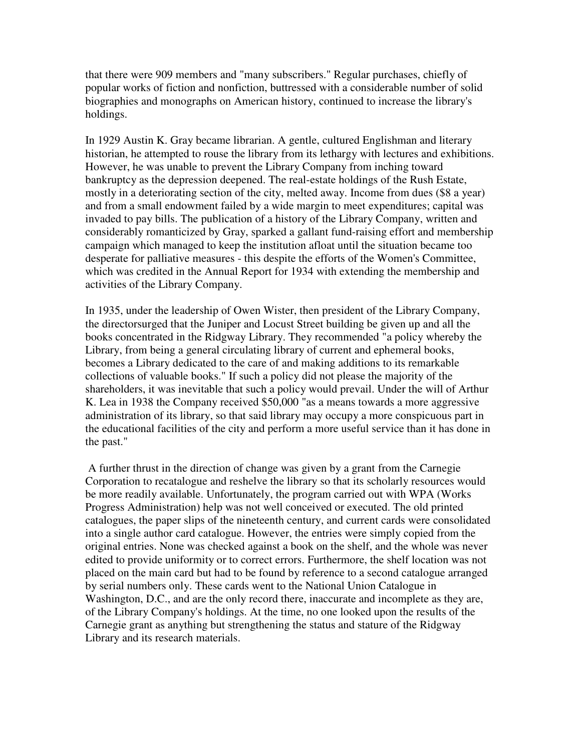that there were 909 members and "many subscribers." Regular purchases, chiefly of popular works of fiction and nonfiction, buttressed with a considerable number of solid biographies and monographs on American history, continued to increase the library's holdings.

In 1929 Austin K. Gray became librarian. A gentle, cultured Englishman and literary historian, he attempted to rouse the library from its lethargy with lectures and exhibitions. However, he was unable to prevent the Library Company from inching toward bankruptcy as the depression deepened. The real-estate holdings of the Rush Estate, mostly in a deteriorating section of the city, melted away. Income from dues ($8 a year) and from a small endowment failed by a wide margin to meet expenditures; capital was invaded to pay bills. The publication of a history of the Library Company, written and considerably romanticized by Gray, sparked a gallant fund-raising effort and membership campaign which managed to keep the institution afloat until the situation became too desperate for palliative measures - this despite the efforts of the Women's Committee, which was credited in the Annual Report for 1934 with extending the membership and activities of the Library Company.

In 1935, under the leadership of Owen Wister, then president of the Library Company, the directorsurged that the Juniper and Locust Street building be given up and all the books concentrated in the Ridgway Library. They recommended "a policy whereby the Library, from being a general circulating library of current and ephemeral books, becomes a Library dedicated to the care of and making additions to its remarkable collections of valuable books." If such a policy did not please the majority of the shareholders, it was inevitable that such a policy would prevail. Under the will of Arthur K. Lea in 1938 the Company received $50,000 "as a means towards a more aggressive administration of its library, so that said library may occupy a more conspicuous part in the educational facilities of the city and perform a more useful service than it has done in the past."

A further thrust in the direction of change was given by a grant from the Carnegie Corporation to recatalogue and reshelve the library so that its scholarly resources would be more readily available. Unfortunately, the program carried out with WPA (Works Progress Administration) help was not well conceived or executed. The old printed catalogues, the paper slips of the nineteenth century, and current cards were consolidated into a single author card catalogue. However, the entries were simply copied from the original entries. None was checked against a book on the shelf, and the whole was never edited to provide uniformity or to correct errors. Furthermore, the shelf location was not placed on the main card but had to be found by reference to a second catalogue arranged by serial numbers only. These cards went to the National Union Catalogue in Washington, D.C., and are the only record there, inaccurate and incomplete as they are, of the Library Company's holdings. At the time, no one looked upon the results of the Carnegie grant as anything but strengthening the status and stature of the Ridgway Library and its research materials.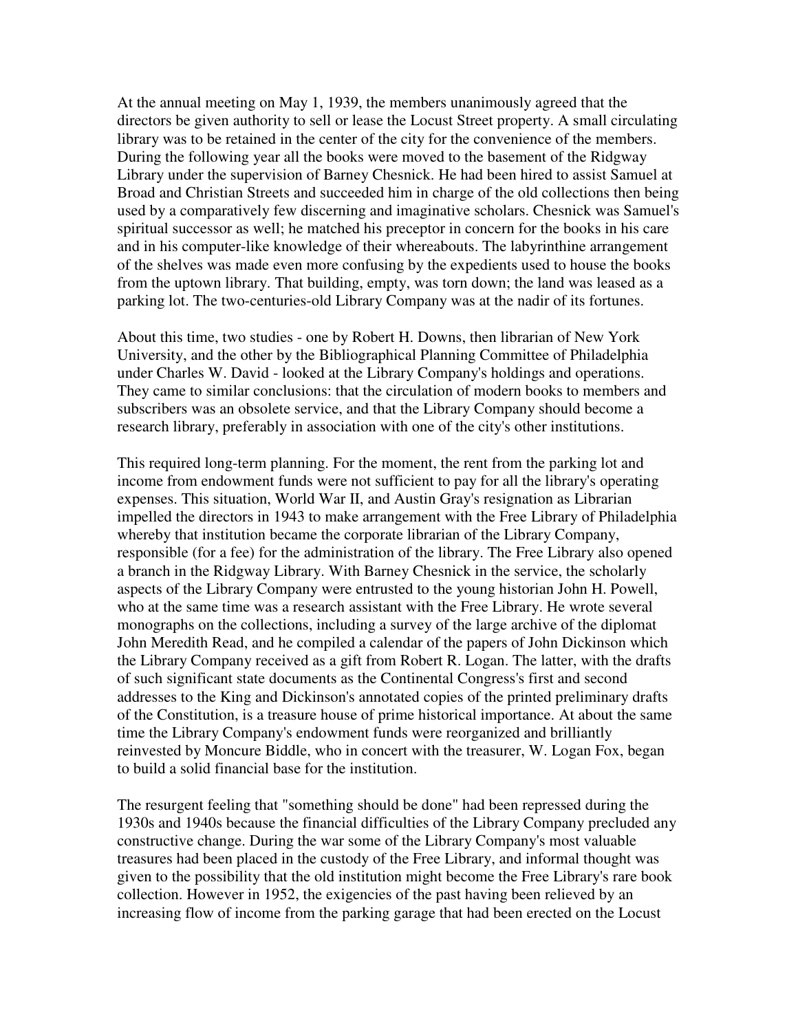At the annual meeting on May 1, 1939, the members unanimously agreed that the directors be given authority to sell or lease the Locust Street property. A small circulating library was to be retained in the center of the city for the convenience of the members. During the following year all the books were moved to the basement of the Ridgway Library under the supervision of Barney Chesnick. He had been hired to assist Samuel at Broad and Christian Streets and succeeded him in charge of the old collections then being used by a comparatively few discerning and imaginative scholars. Chesnick was Samuel's spiritual successor as well; he matched his preceptor in concern for the books in his care and in his computer-like knowledge of their whereabouts. The labyrinthine arrangement of the shelves was made even more confusing by the expedients used to house the books from the uptown library. That building, empty, was torn down; the land was leased as a parking lot. The two-centuries-old Library Company was at the nadir of its fortunes.

About this time, two studies - one by Robert H. Downs, then librarian of New York University, and the other by the Bibliographical Planning Committee of Philadelphia under Charles W. David - looked at the Library Company's holdings and operations. They came to similar conclusions: that the circulation of modern books to members and subscribers was an obsolete service, and that the Library Company should become a research library, preferably in association with one of the city's other institutions.

This required long-term planning. For the moment, the rent from the parking lot and income from endowment funds were not sufficient to pay for all the library's operating expenses. This situation, World War II, and Austin Gray's resignation as Librarian impelled the directors in 1943 to make arrangement with the Free Library of Philadelphia whereby that institution became the corporate librarian of the Library Company, responsible (for a fee) for the administration of the library. The Free Library also opened a branch in the Ridgway Library. With Barney Chesnick in the service, the scholarly aspects of the Library Company were entrusted to the young historian John H. Powell, who at the same time was a research assistant with the Free Library. He wrote several monographs on the collections, including a survey of the large archive of the diplomat John Meredith Read, and he compiled a calendar of the papers of John Dickinson which the Library Company received as a gift from Robert R. Logan. The latter, with the drafts of such significant state documents as the Continental Congress's first and second addresses to the King and Dickinson's annotated copies of the printed preliminary drafts of the Constitution, is a treasure house of prime historical importance. At about the same time the Library Company's endowment funds were reorganized and brilliantly reinvested by Moncure Biddle, who in concert with the treasurer, W. Logan Fox, began to build a solid financial base for the institution.

The resurgent feeling that "something should be done" had been repressed during the 1930s and 1940s because the financial difficulties of the Library Company precluded any constructive change. During the war some of the Library Company's most valuable treasures had been placed in the custody of the Free Library, and informal thought was given to the possibility that the old institution might become the Free Library's rare book collection. However in 1952, the exigencies of the past having been relieved by an increasing flow of income from the parking garage that had been erected on the Locust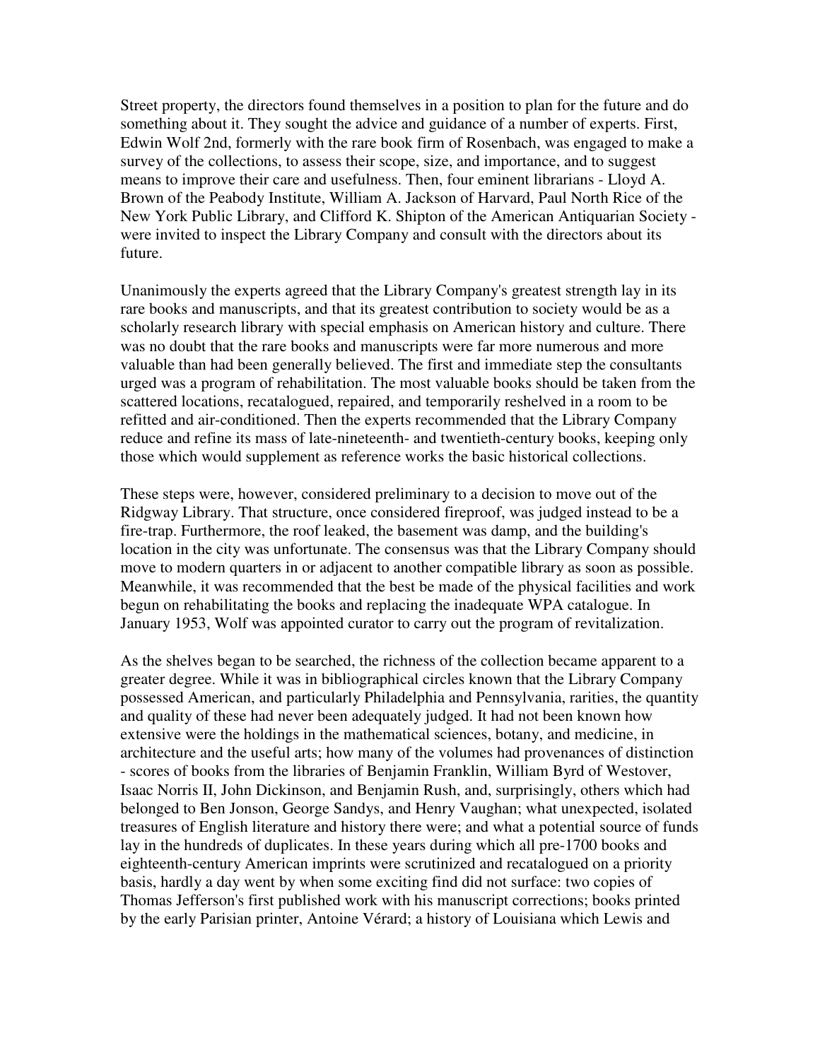Street property, the directors found themselves in a position to plan for the future and do something about it. They sought the advice and guidance of a number of experts. First, Edwin Wolf 2nd, formerly with the rare book firm of Rosenbach, was engaged to make a survey of the collections, to assess their scope, size, and importance, and to suggest means to improve their care and usefulness. Then, four eminent librarians - Lloyd A. Brown of the Peabody Institute, William A. Jackson of Harvard, Paul North Rice of the New York Public Library, and Clifford K. Shipton of the American Antiquarian Society - were invited to inspect the Library Company and consult with the directors about its future.

Unanimously the experts agreed that the Library Company's greatest strength lay in its rare books and manuscripts, and that its greatest contribution to society would be as a scholarly research library with special emphasis on American history and culture. There was no doubt that the rare books and manuscripts were far more numerous and more valuable than had been generally believed. The first and immediate step the consultants urged was a program of rehabilitation. The most valuable books should be taken from the scattered locations, recatalogued, repaired, and temporarily reshelved in a room to be refitted and air-conditioned. Then the experts recommended that the Library Company reduce and refine its mass of late-nineteenth- and twentieth-century books, keeping only those which would supplement as reference works the basic historical collections.

These steps were, however, considered preliminary to a decision to move out of the Ridgway Library. That structure, once considered fireproof, was judged instead to be a fire-trap. Furthermore, the roof leaked, the basement was damp, and the building's location in the city was unfortunate. The consensus was that the Library Company should move to modern quarters in or adjacent to another compatible library as soon as possible. Meanwhile, it was recommended that the best be made of the physical facilities and work begun on rehabilitating the books and replacing the inadequate WPA catalogue. In January 1953, Wolf was appointed curator to carry out the program of revitalization.

As the shelves began to be searched, the richness of the collection became apparent to a greater degree. While it was in bibliographical circles known that the Library Company possessed American, and particularly Philadelphia and Pennsylvania, rarities, the quantity and quality of these had never been adequately judged. It had not been known how extensive were the holdings in the mathematical sciences, botany, and medicine, in architecture and the useful arts; how many of the volumes had provenances of distinction - scores of books from the libraries of Benjamin Franklin, William Byrd of Westover, Isaac Norris II, John Dickinson, and Benjamin Rush, and, surprisingly, others which had belonged to Ben Jonson, George Sandys, and Henry Vaughan; what unexpected, isolated treasures of English literature and history there were; and what a potential source of funds lay in the hundreds of duplicates. In these years during which all pre-1700 books and eighteenth-century American imprints were scrutinized and recatalogued on a priority basis, hardly a day went by when some exciting find did not surface: two copies of Thomas Jefferson's first published work with his manuscript corrections; books printed by the early Parisian printer, Antoine Vérard; a history of Louisiana which Lewis and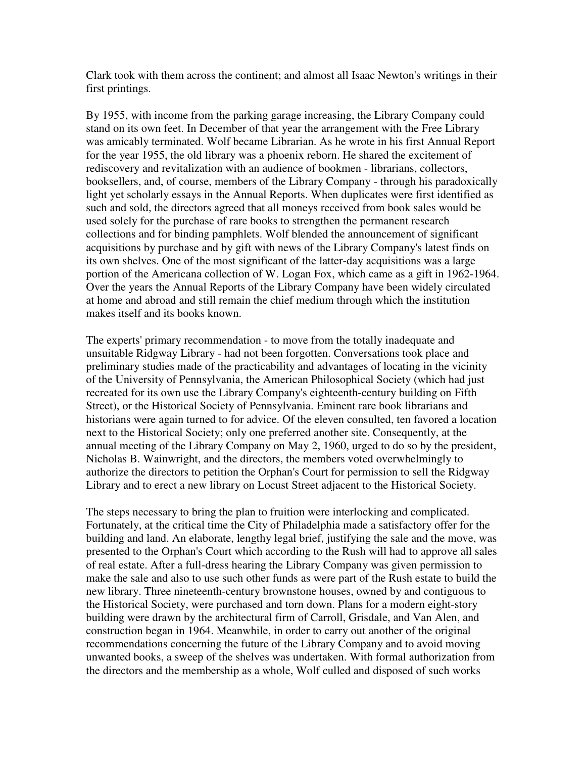Clark took with them across the continent; and almost all Isaac Newton's writings in their first printings.

By 1955, with income from the parking garage increasing, the Library Company could stand on its own feet. In December of that year the arrangement with the Free Library was amicably terminated. Wolf became Librarian. As he wrote in his first Annual Report for the year 1955, the old library was a phoenix reborn. He shared the excitement of rediscovery and revitalization with an audience of bookmen - librarians, collectors, booksellers, and, of course, members of the Library Company - through his paradoxically light yet scholarly essays in the Annual Reports. When duplicates were first identified as such and sold, the directors agreed that all moneys received from book sales would be used solely for the purchase of rare books to strengthen the permanent research collections and for binding pamphlets. Wolf blended the announcement of significant acquisitions by purchase and by gift with news of the Library Company's latest finds on its own shelves. One of the most significant of the latter-day acquisitions was a large portion of the Americana collection of W. Logan Fox, which came as a gift in 1962-1964. Over the years the Annual Reports of the Library Company have been widely circulated at home and abroad and still remain the chief medium through which the institution makes itself and its books known.

The experts' primary recommendation - to move from the totally inadequate and unsuitable Ridgway Library - had not been forgotten. Conversations took place and preliminary studies made of the practicability and advantages of locating in the vicinity of the University of Pennsylvania, the American Philosophical Society (which had just recreated for its own use the Library Company's eighteenth-century building on Fifth Street), or the Historical Society of Pennsylvania. Eminent rare book librarians and historians were again turned to for advice. Of the eleven consulted, ten favored a location next to the Historical Society; only one preferred another site. Consequently, at the annual meeting of the Library Company on May 2, 1960, urged to do so by the president, Nicholas B. Wainwright, and the directors, the members voted overwhelmingly to authorize the directors to petition the Orphan's Court for permission to sell the Ridgway Library and to erect a new library on Locust Street adjacent to the Historical Society.

The steps necessary to bring the plan to fruition were interlocking and complicated. Fortunately, at the critical time the City of Philadelphia made a satisfactory offer for the building and land. An elaborate, lengthy legal brief, justifying the sale and the move, was presented to the Orphan's Court which according to the Rush will had to approve all sales of real estate. After a full-dress hearing the Library Company was given permission to make the sale and also to use such other funds as were part of the Rush estate to build the new library. Three nineteenth-century brownstone houses, owned by and contiguous to the Historical Society, were purchased and torn down. Plans for a modern eight-story building were drawn by the architectural firm of Carroll, Grisdale, and Van Alen, and construction began in 1964. Meanwhile, in order to carry out another of the original recommendations concerning the future of the Library Company and to avoid moving unwanted books, a sweep of the shelves was undertaken. With formal authorization from the directors and the membership as a whole, Wolf culled and disposed of such works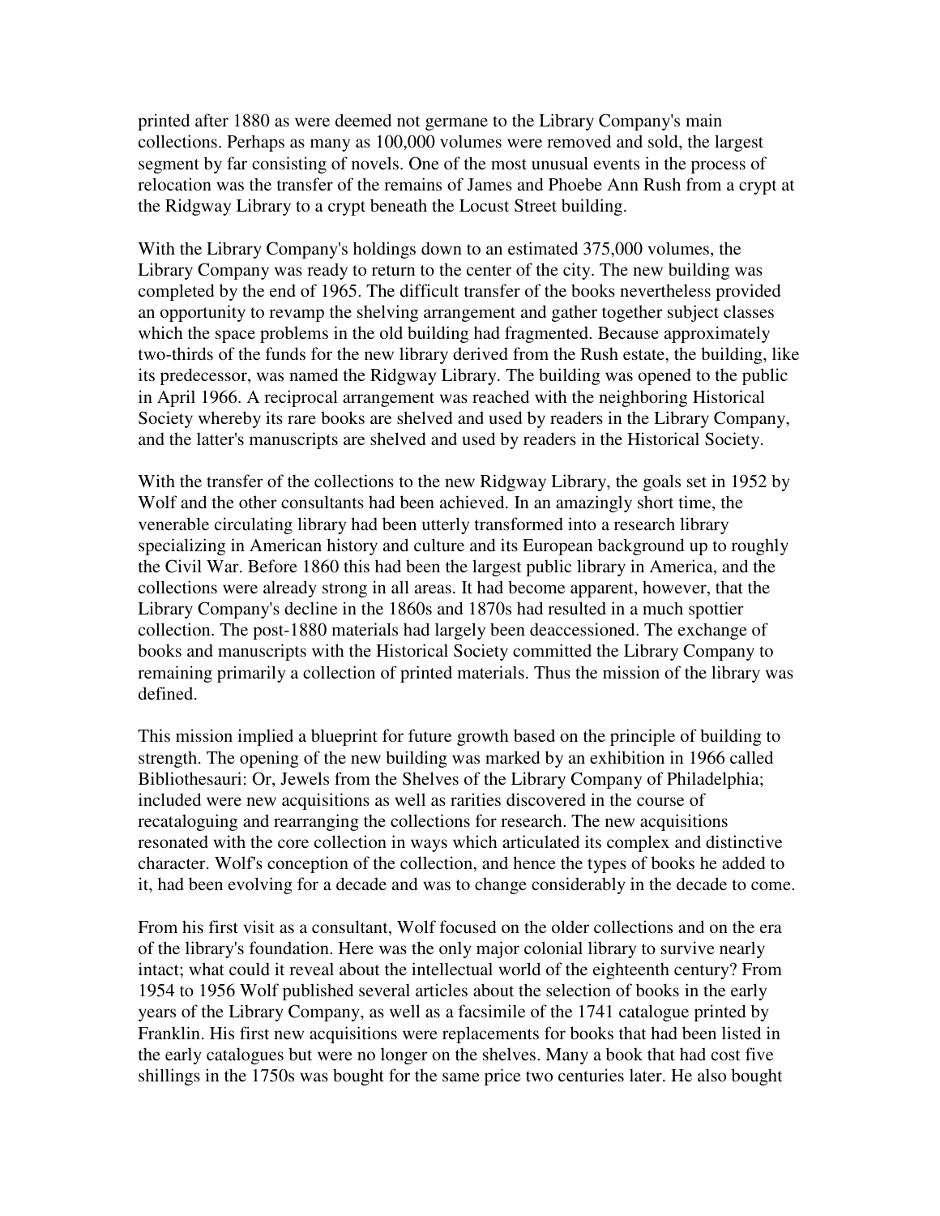printed after 1880 as were deemed not germane to the Library Company's main collections. Perhaps as many as 100,000 volumes were removed and sold, the largest segment by far consisting of novels. One of the most unusual events in the process of relocation was the transfer of the remains of James and Phoebe Ann Rush from a crypt at the Ridgway Library to a crypt beneath the Locust Street building.

With the Library Company's holdings down to an estimated 375,000 volumes, the Library Company was ready to return to the center of the city. The new building was completed by the end of 1965. The difficult transfer of the books nevertheless provided an opportunity to revamp the shelving arrangement and gather together subject classes which the space problems in the old building had fragmented. Because approximately two-thirds of the funds for the new library derived from the Rush estate, the building, like its predecessor, was named the Ridgway Library. The building was opened to the public in April 1966. A reciprocal arrangement was reached with the neighboring Historical Society whereby its rare books are shelved and used by readers in the Library Company, and the latter's manuscripts are shelved and used by readers in the Historical Society.

With the transfer of the collections to the new Ridgway Library, the goals set in 1952 by Wolf and the other consultants had been achieved. In an amazingly short time, the venerable circulating library had been utterly transformed into a research library specializing in American history and culture and its European background up to roughly the Civil War. Before 1860 this had been the largest public library in America, and the collections were already strong in all areas. It had become apparent, however, that the Library Company's decline in the 1860s and 1870s had resulted in a much spottier collection. The post-1880 materials had largely been deaccessioned. The exchange of books and manuscripts with the Historical Society committed the Library Company to remaining primarily a collection of printed materials. Thus the mission of the library was defined.

This mission implied a blueprint for future growth based on the principle of building to strength. The opening of the new building was marked by an exhibition in 1966 called Bibliothesauri: Or, Jewels from the Shelves of the Library Company of Philadelphia; included were new acquisitions as well as rarities discovered in the course of recataloguing and rearranging the collections for research. The new acquisitions resonated with the core collection in ways which articulated its complex and distinctive character. Wolf's conception of the collection, and hence the types of books he added to it, had been evolving for a decade and was to change considerably in the decade to come.

From his first visit as a consultant, Wolf focused on the older collections and on the era of the library's foundation. Here was the only major colonial library to survive nearly intact; what could it reveal about the intellectual world of the eighteenth century? From 1954 to 1956 Wolf published several articles about the selection of books in the early years of the Library Company, as well as a facsimile of the 1741 catalogue printed by Franklin. His first new acquisitions were replacements for books that had been listed in the early catalogues but were no longer on the shelves. Many a book that had cost five shillings in the 1750s was bought for the same price two centuries later. He also bought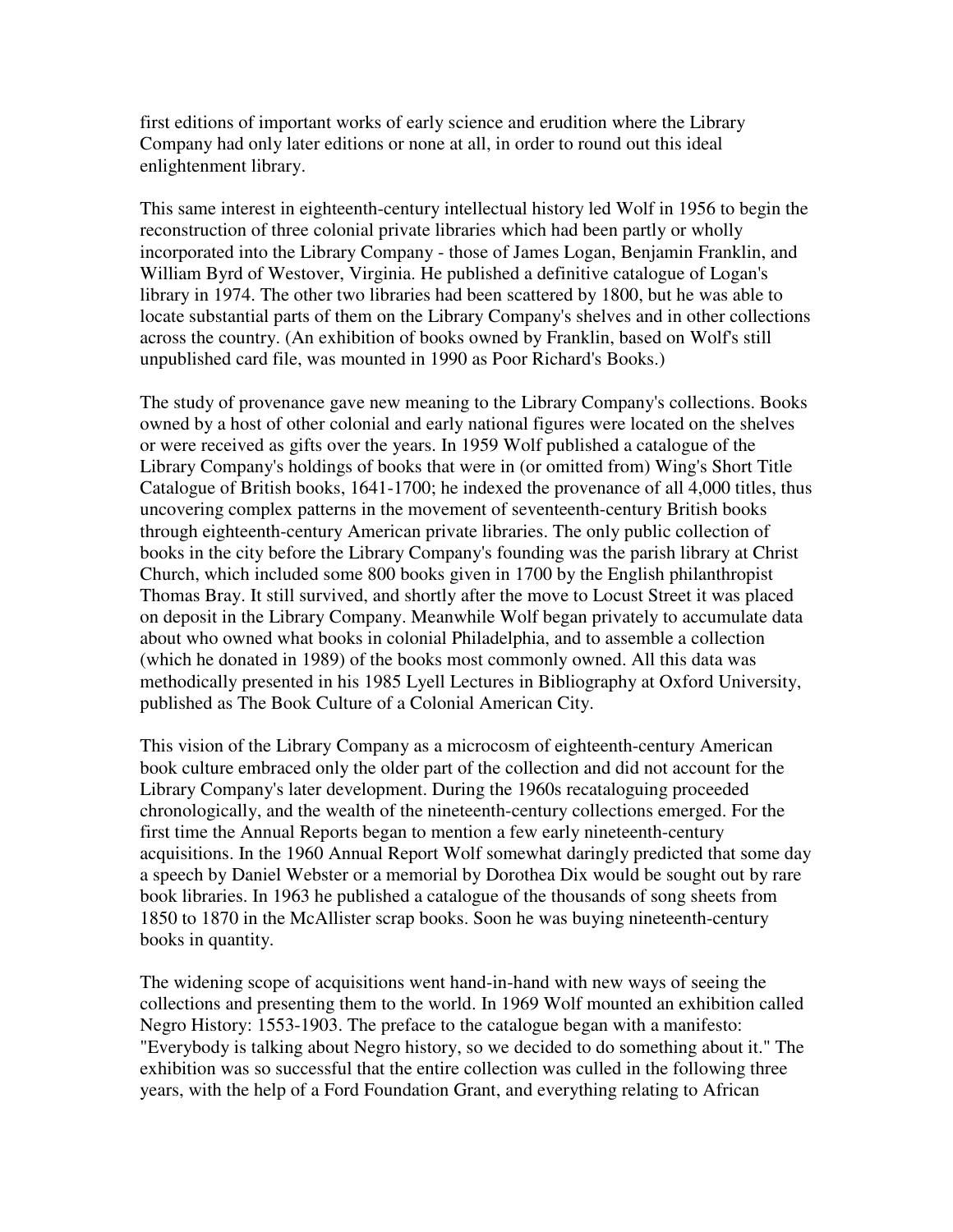first editions of important works of early science and erudition where the Library Company had only later editions or none at all, in order to round out this ideal enlightenment library.

This same interest in eighteenth-century intellectual history led Wolf in 1956 to begin the reconstruction of three colonial private libraries which had been partly or wholly incorporated into the Library Company - those of James Logan, Benjamin Franklin, and William Byrd of Westover, Virginia. He published a definitive catalogue of Logan's library in 1974. The other two libraries had been scattered by 1800, but he was able to locate substantial parts of them on the Library Company's shelves and in other collections across the country. (An exhibition of books owned by Franklin, based on Wolf's still unpublished card file, was mounted in 1990 as Poor Richard's Books.)

The study of provenance gave new meaning to the Library Company's collections. Books owned by a host of other colonial and early national figures were located on the shelves or were received as gifts over the years. In 1959 Wolf published a catalogue of the Library Company's holdings of books that were in (or omitted from) Wing's Short Title Catalogue of British books, 1641-1700; he indexed the provenance of all 4,000 titles, thus uncovering complex patterns in the movement of seventeenth-century British books through eighteenth-century American private libraries. The only public collection of books in the city before the Library Company's founding was the parish library at Christ Church, which included some 800 books given in 1700 by the English philanthropist Thomas Bray. It still survived, and shortly after the move to Locust Street it was placed on deposit in the Library Company. Meanwhile Wolf began privately to accumulate data about who owned what books in colonial Philadelphia, and to assemble a collection (which he donated in 1989) of the books most commonly owned. All this data was methodically presented in his 1985 Lyell Lectures in Bibliography at Oxford University, published as The Book Culture of a Colonial American City.

This vision of the Library Company as a microcosm of eighteenth-century American book culture embraced only the older part of the collection and did not account for the Library Company's later development. During the 1960s recataloguing proceeded chronologically, and the wealth of the nineteenth-century collections emerged. For the first time the Annual Reports began to mention a few early nineteenth-century acquisitions. In the 1960 Annual Report Wolf somewhat daringly predicted that some day a speech by Daniel Webster or a memorial by Dorothea Dix would be sought out by rare book libraries. In 1963 he published a catalogue of the thousands of song sheets from 1850 to 1870 in the McAllister scrap books. Soon he was buying nineteenth-century books in quantity.

The widening scope of acquisitions went hand-in-hand with new ways of seeing the collections and presenting them to the world. In 1969 Wolf mounted an exhibition called Negro History: 1553-1903. The preface to the catalogue began with a manifesto: "Everybody is talking about Negro history, so we decided to do something about it." The exhibition was so successful that the entire collection was culled in the following three years, with the help of a Ford Foundation Grant, and everything relating to African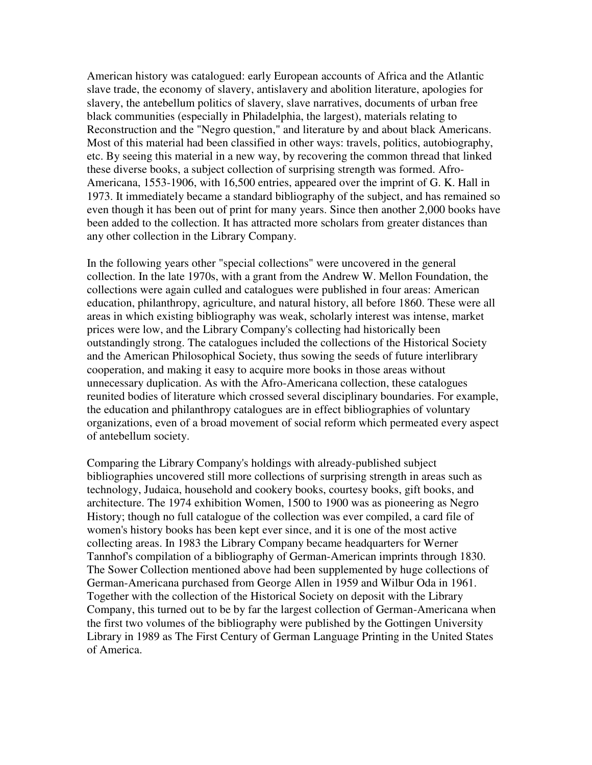American history was catalogued: early European accounts of Africa and the Atlantic slave trade, the economy of slavery, antislavery and abolition literature, apologies for slavery, the antebellum politics of slavery, slave narratives, documents of urban free black communities (especially in Philadelphia, the largest), materials relating to Reconstruction and the "Negro question," and literature by and about black Americans. Most of this material had been classified in other ways: travels, politics, autobiography, etc. By seeing this material in a new way, by recovering the common thread that linked these diverse books, a subject collection of surprising strength was formed. Afro-Americana, 1553-1906, with 16,500 entries, appeared over the imprint of G. K. Hall in 1973. It immediately became a standard bibliography of the subject, and has remained so even though it has been out of print for many years. Since then another 2,000 books have been added to the collection. It has attracted more scholars from greater distances than any other collection in the Library Company.

In the following years other "special collections" were uncovered in the general collection. In the late 1970s, with a grant from the Andrew W. Mellon Foundation, the collections were again culled and catalogues were published in four areas: American education, philanthropy, agriculture, and natural history, all before 1860. These were all areas in which existing bibliography was weak, scholarly interest was intense, market prices were low, and the Library Company's collecting had historically been outstandingly strong. The catalogues included the collections of the Historical Society and the American Philosophical Society, thus sowing the seeds of future interlibrary cooperation, and making it easy to acquire more books in those areas without unnecessary duplication. As with the Afro-Americana collection, these catalogues reunited bodies of literature which crossed several disciplinary boundaries. For example, the education and philanthropy catalogues are in effect bibliographies of voluntary organizations, even of a broad movement of social reform which permeated every aspect of antebellum society.

Comparing the Library Company's holdings with already-published subject bibliographies uncovered still more collections of surprising strength in areas such as technology, Judaica, household and cookery books, courtesy books, gift books, and architecture. The 1974 exhibition Women, 1500 to 1900 was as pioneering as Negro History; though no full catalogue of the collection was ever compiled, a card file of women's history books has been kept ever since, and it is one of the most active collecting areas. In 1983 the Library Company became headquarters for Werner Tannhof's compilation of a bibliography of German-American imprints through 1830. The Sower Collection mentioned above had been supplemented by huge collections of German-Americana purchased from George Allen in 1959 and Wilbur Oda in 1961. Together with the collection of the Historical Society on deposit with the Library Company, this turned out to be by far the largest collection of German-Americana when the first two volumes of the bibliography were published by the Gottingen University Library in 1989 as The First Century of German Language Printing in the United States of America.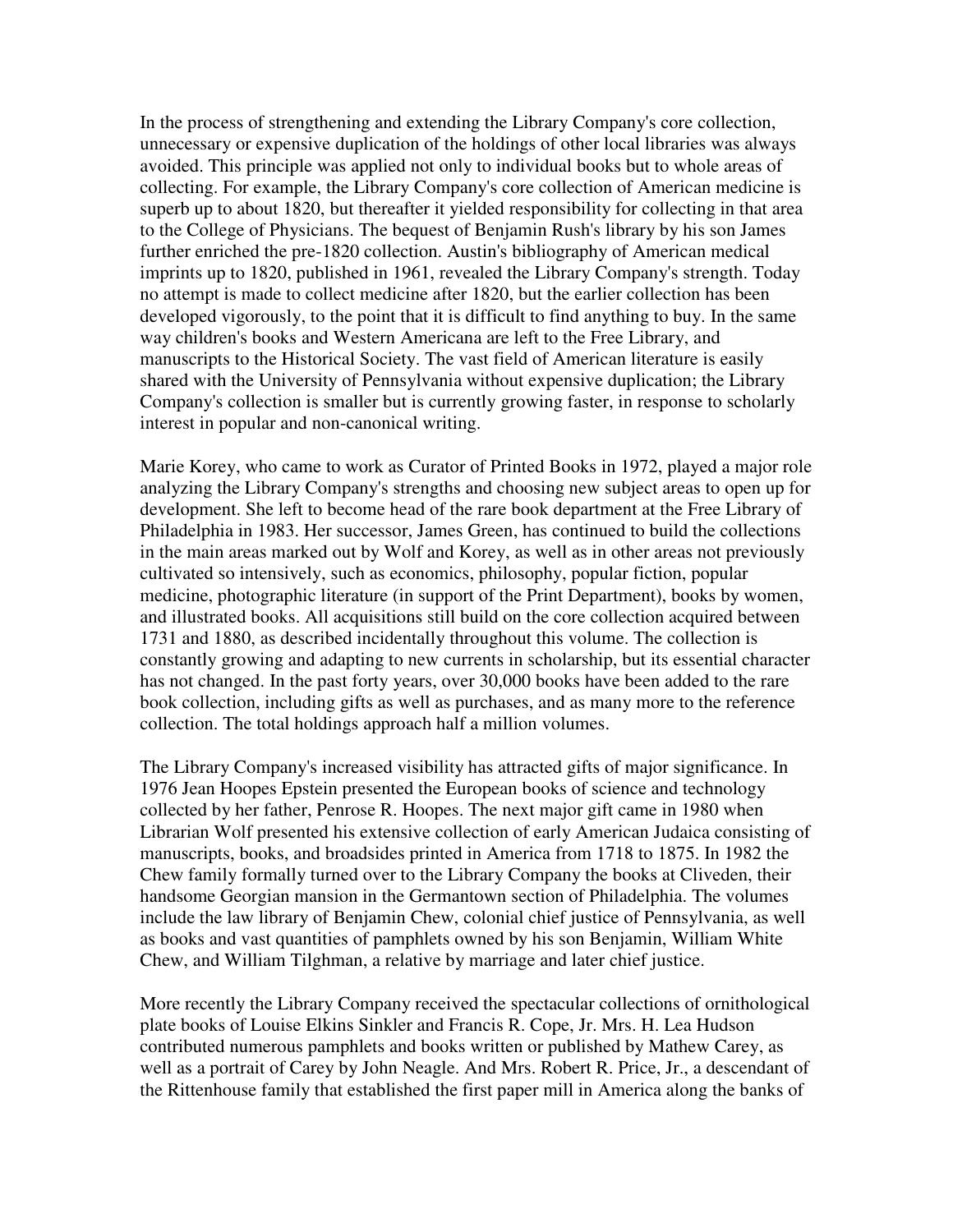In the process of strengthening and extending the Library Company's core collection, unnecessary or expensive duplication of the holdings of other local libraries was always avoided. This principle was applied not only to individual books but to whole areas of collecting. For example, the Library Company's core collection of American medicine is superb up to about 1820, but thereafter it yielded responsibility for collecting in that area to the College of Physicians. The bequest of Benjamin Rush's library by his son James further enriched the pre-1820 collection. Austin's bibliography of American medical imprints up to 1820, published in 1961, revealed the Library Company's strength. Today no attempt is made to collect medicine after 1820, but the earlier collection has been developed vigorously, to the point that it is difficult to find anything to buy. In the same way children's books and Western Americana are left to the Free Library, and manuscripts to the Historical Society. The vast field of American literature is easily shared with the University of Pennsylvania without expensive duplication; the Library Company's collection is smaller but is currently growing faster, in response to scholarly interest in popular and non-canonical writing.

Marie Korey, who came to work as Curator of Printed Books in 1972, played a major role analyzing the Library Company's strengths and choosing new subject areas to open up for development. She left to become head of the rare book department at the Free Library of Philadelphia in 1983. Her successor, James Green, has continued to build the collections in the main areas marked out by Wolf and Korey, as well as in other areas not previously cultivated so intensively, such as economics, philosophy, popular fiction, popular medicine, photographic literature (in support of the Print Department), books by women, and illustrated books. All acquisitions still build on the core collection acquired between 1731 and 1880, as described incidentally throughout this volume. The collection is constantly growing and adapting to new currents in scholarship, but its essential character has not changed. In the past forty years, over 30,000 books have been added to the rare book collection, including gifts as well as purchases, and as many more to the reference collection. The total holdings approach half a million volumes.

The Library Company's increased visibility has attracted gifts of major significance. In 1976 Jean Hoopes Epstein presented the European books of science and technology collected by her father, Penrose R. Hoopes. The next major gift came in 1980 when Librarian Wolf presented his extensive collection of early American Judaica consisting of manuscripts, books, and broadsides printed in America from 1718 to 1875. In 1982 the Chew family formally turned over to the Library Company the books at Cliveden, their handsome Georgian mansion in the Germantown section of Philadelphia. The volumes include the law library of Benjamin Chew, colonial chief justice of Pennsylvania, as well as books and vast quantities of pamphlets owned by his son Benjamin, William White Chew, and William Tilghman, a relative by marriage and later chief justice.

More recently the Library Company received the spectacular collections of ornithological plate books of Louise Elkins Sinkler and Francis R. Cope, Jr. Mrs. H. Lea Hudson contributed numerous pamphlets and books written or published by Mathew Carey, as well as a portrait of Carey by John Neagle. And Mrs. Robert R. Price, Jr., a descendant of the Rittenhouse family that established the first paper mill in America along the banks of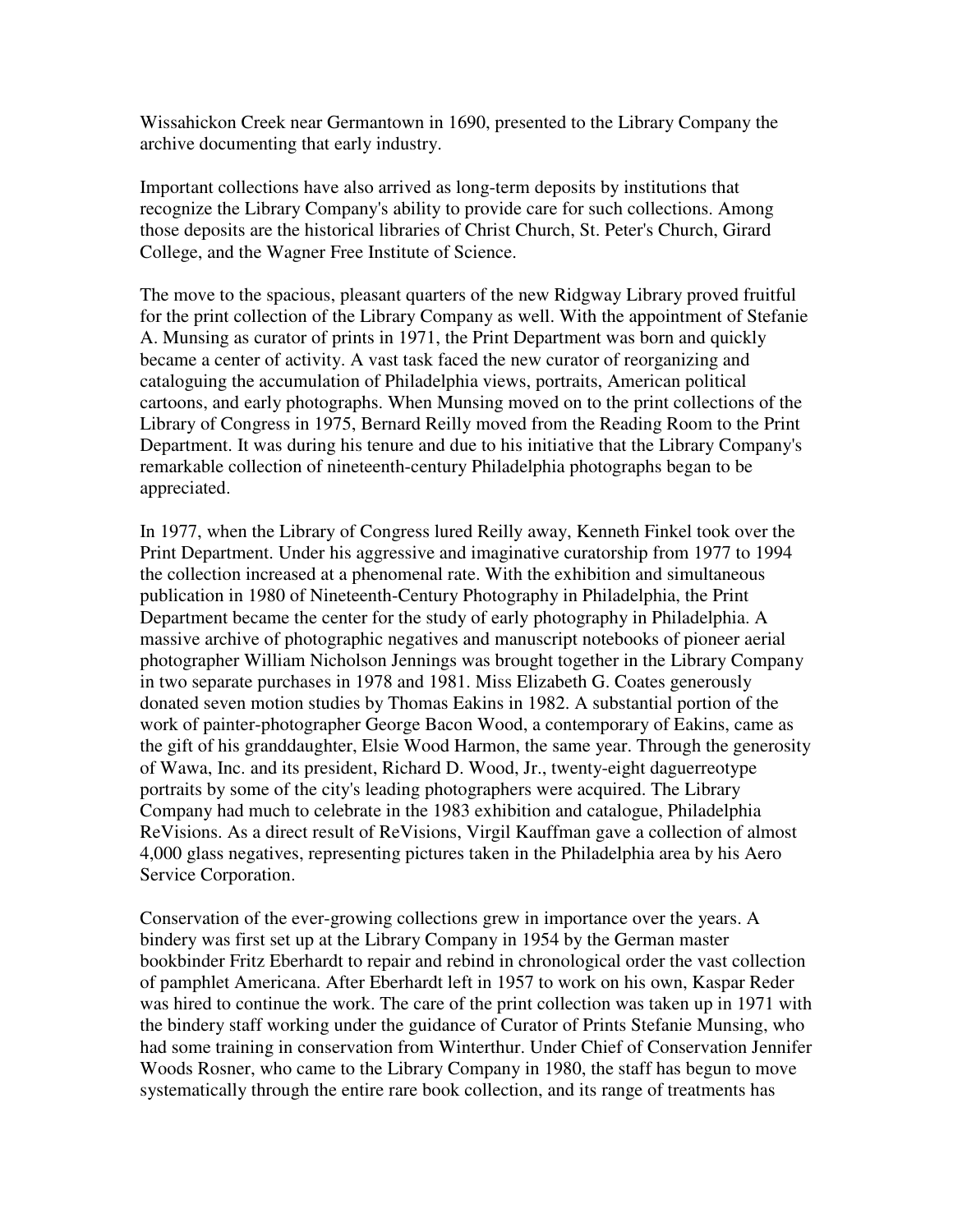Wissahickon Creek near Germantown in 1690, presented to the Library Company the archive documenting that early industry.

Important collections have also arrived as long-term deposits by institutions that recognize the Library Company's ability to provide care for such collections. Among those deposits are the historical libraries of Christ Church, St. Peter's Church, Girard College, and the Wagner Free Institute of Science.

The move to the spacious, pleasant quarters of the new Ridgway Library proved fruitful for the print collection of the Library Company as well. With the appointment of Stefanie A. Munsing as curator of prints in 1971, the Print Department was born and quickly became a center of activity. A vast task faced the new curator of reorganizing and cataloguing the accumulation of Philadelphia views, portraits, American political cartoons, and early photographs. When Munsing moved on to the print collections of the Library of Congress in 1975, Bernard Reilly moved from the Reading Room to the Print Department. It was during his tenure and due to his initiative that the Library Company's remarkable collection of nineteenth-century Philadelphia photographs began to be appreciated.

In 1977, when the Library of Congress lured Reilly away, Kenneth Finkel took over the Print Department. Under his aggressive and imaginative curatorship from 1977 to 1994 the collection increased at a phenomenal rate. With the exhibition and simultaneous publication in 1980 of Nineteenth-Century Photography in Philadelphia, the Print Department became the center for the study of early photography in Philadelphia. A massive archive of photographic negatives and manuscript notebooks of pioneer aerial photographer William Nicholson Jennings was brought together in the Library Company in two separate purchases in 1978 and 1981. Miss Elizabeth G. Coates generously donated seven motion studies by Thomas Eakins in 1982. A substantial portion of the work of painter-photographer George Bacon Wood, a contemporary of Eakins, came as the gift of his granddaughter, Elsie Wood Harmon, the same year. Through the generosity of Wawa, Inc. and its president, Richard D. Wood, Jr., twenty-eight daguerreotype portraits by some of the city's leading photographers were acquired. The Library Company had much to celebrate in the 1983 exhibition and catalogue, Philadelphia ReVisions. As a direct result of ReVisions, Virgil Kauffman gave a collection of almost 4,000 glass negatives, representing pictures taken in the Philadelphia area by his Aero Service Corporation.

Conservation of the ever-growing collections grew in importance over the years. A bindery was first set up at the Library Company in 1954 by the German master bookbinder Fritz Eberhardt to repair and rebind in chronological order the vast collection of pamphlet Americana. After Eberhardt left in 1957 to work on his own, Kaspar Reder was hired to continue the work. The care of the print collection was taken up in 1971 with the bindery staff working under the guidance of Curator of Prints Stefanie Munsing, who had some training in conservation from Winterthur. Under Chief of Conservation Jennifer Woods Rosner, who came to the Library Company in 1980, the staff has begun to move systematically through the entire rare book collection, and its range of treatments has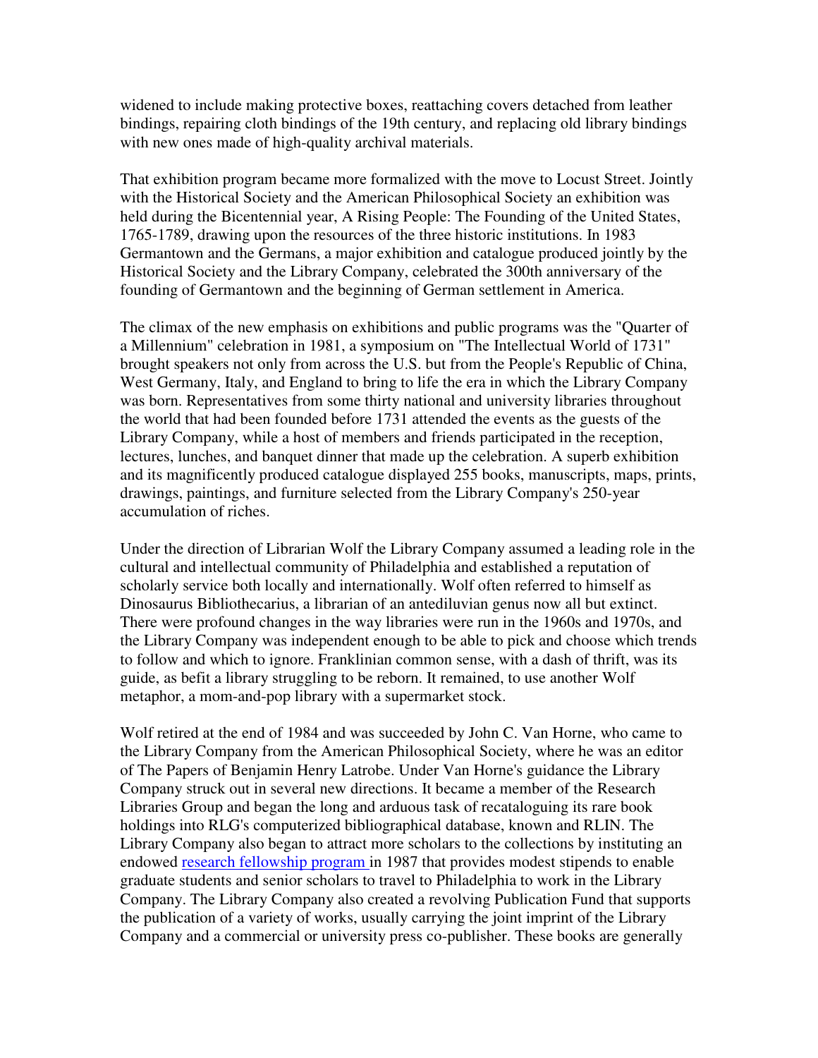widened to include making protective boxes, reattaching covers detached from leather bindings, repairing cloth bindings of the 19th century, and replacing old library bindings with new ones made of high-quality archival materials.

That exhibition program became more formalized with the move to Locust Street. Jointly with the Historical Society and the American Philosophical Society an exhibition was held during the Bicentennial year, A Rising People: The Founding of the United States, 1765-1789, drawing upon the resources of the three historic institutions. In 1983 Germantown and the Germans, a major exhibition and catalogue produced jointly by the Historical Society and the Library Company, celebrated the 300th anniversary of the founding of Germantown and the beginning of German settlement in America.

The climax of the new emphasis on exhibitions and public programs was the "Quarter of a Millennium" celebration in 1981, a symposium on "The Intellectual World of 1731" brought speakers not only from across the U.S. but from the People's Republic of China, West Germany, Italy, and England to bring to life the era in which the Library Company was born. Representatives from some thirty national and university libraries throughout the world that had been founded before 1731 attended the events as the guests of the Library Company, while a host of members and friends participated in the reception, lectures, lunches, and banquet dinner that made up the celebration. A superb exhibition and its magnificently produced catalogue displayed 255 books, manuscripts, maps, prints, drawings, paintings, and furniture selected from the Library Company's 250-year accumulation of riches.

Under the direction of Librarian Wolf the Library Company assumed a leading role in the cultural and intellectual community of Philadelphia and established a reputation of scholarly service both locally and internationally. Wolf often referred to himself as Dinosaurus Bibliothecarius, a librarian of an antediluvian genus now all but extinct. There were profound changes in the way libraries were run in the 1960s and 1970s, and the Library Company was independent enough to be able to pick and choose which trends to follow and which to ignore. Franklinian common sense, with a dash of thrift, was its guide, as befit a library struggling to be reborn. It remained, to use another Wolf metaphor, a mom-and-pop library with a supermarket stock.

Wolf retired at the end of 1984 and was succeeded by John C. Van Horne, who came to the Library Company from the American Philosophical Society, where he was an editor of The Papers of Benjamin Henry Latrobe. Under Van Horne's guidance the Library Company struck out in several new directions. It became a member of the Research Libraries Group and began the long and arduous task of recataloguing its rare book holdings into RLG's computerized bibliographical database, known and RLIN. The Library Company also began to attract more scholars to the collections by instituting an endowed research fellowship program in 1987 that provides modest stipends to enable graduate students and senior scholars to travel to Philadelphia to work in the Library Company. The Library Company also created a revolving Publication Fund that supports the publication of a variety of works, usually carrying the joint imprint of the Library Company and a commercial or university press co-publisher. These books are generally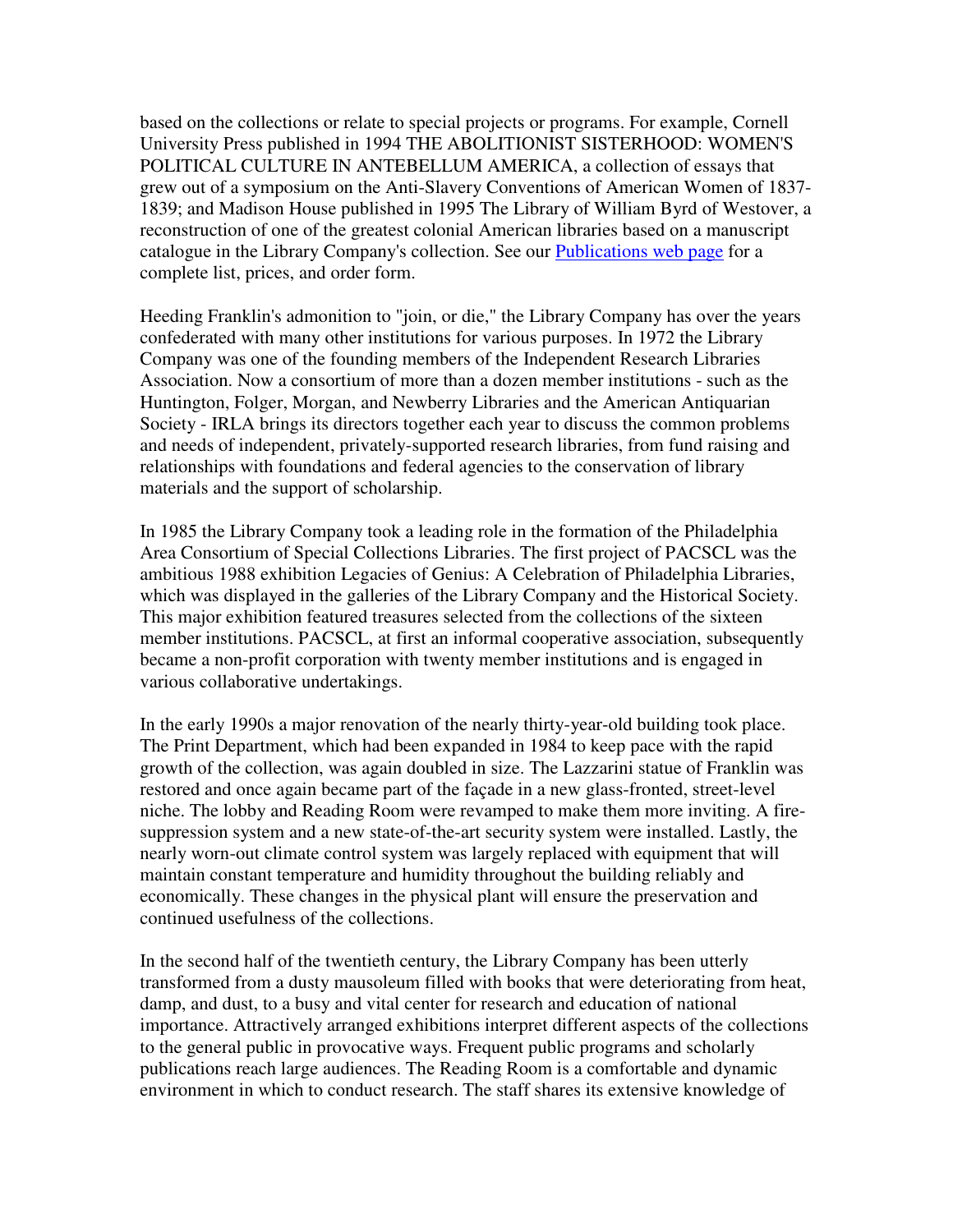based on the collections or relate to special projects or programs. For example, Cornell University Press published in 1994 THE ABOLITIONIST SISTERHOOD: WOMEN'S POLITICAL CULTURE IN ANTEBELLUM AMERICA, a collection of essays that grew out of a symposium on the Anti-Slavery Conventions of American Women of 1837-1839; and Madison House published in 1995 The Library of William Byrd of Westover, a reconstruction of one of the greatest colonial American libraries based on a manuscript catalogue in the Library Company's collection. See our [Publications web page]() for a complete list, prices, and order form.

Heeding Franklin's admonition to "join, or die," the Library Company has over the years confederated with many other institutions for various purposes. In 1972 the Library Company was one of the founding members of the Independent Research Libraries Association. Now a consortium of more than a dozen member institutions - such as the Huntington, Folger, Morgan, and Newberry Libraries and the American Antiquarian Society - IRLA brings its directors together each year to discuss the common problems and needs of independent, privately-supported research libraries, from fund raising and relationships with foundations and federal agencies to the conservation of library materials and the support of scholarship.

In 1985 the Library Company took a leading role in the formation of the Philadelphia Area Consortium of Special Collections Libraries. The first project of PACSCL was the ambitious 1988 exhibition Legacies of Genius: A Celebration of Philadelphia Libraries, which was displayed in the galleries of the Library Company and the Historical Society. This major exhibition featured treasures selected from the collections of the sixteen member institutions. PACSCL, at first an informal cooperative association, subsequently became a non-profit corporation with twenty member institutions and is engaged in various collaborative undertakings.

In the early 1990s a major renovation of the nearly thirty-year-old building took place. The Print Department, which had been expanded in 1984 to keep pace with the rapid growth of the collection, was again doubled in size. The Lazzarini statue of Franklin was restored and once again became part of the façade in a new glass-fronted, street-level niche. The lobby and Reading Room were revamped to make them more inviting. A fire-suppression system and a new state-of-the-art security system were installed. Lastly, the nearly worn-out climate control system was largely replaced with equipment that will maintain constant temperature and humidity throughout the building reliably and economically. These changes in the physical plant will ensure the preservation and continued usefulness of the collections.

In the second half of the twentieth century, the Library Company has been utterly transformed from a dusty mausoleum filled with books that were deteriorating from heat, damp, and dust, to a busy and vital center for research and education of national importance. Attractively arranged exhibitions interpret different aspects of the collections to the general public in provocative ways. Frequent public programs and scholarly publications reach large audiences. The Reading Room is a comfortable and dynamic environment in which to conduct research. The staff shares its extensive knowledge of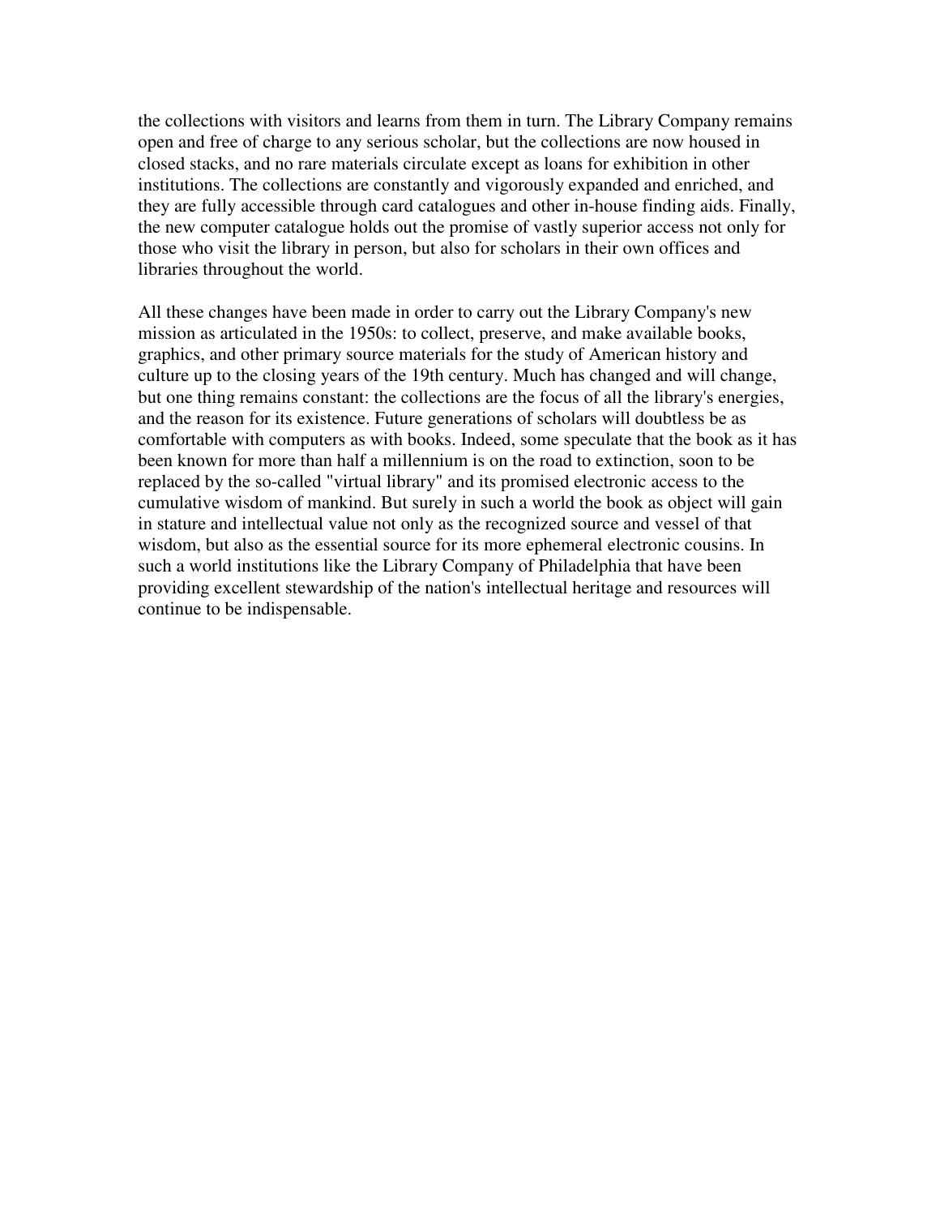the collections with visitors and learns from them in turn. The Library Company remains open and free of charge to any serious scholar, but the collections are now housed in closed stacks, and no rare materials circulate except as loans for exhibition in other institutions. The collections are constantly and vigorously expanded and enriched, and they are fully accessible through card catalogues and other in-house finding aids. Finally, the new computer catalogue holds out the promise of vastly superior access not only for those who visit the library in person, but also for scholars in their own offices and libraries throughout the world.

All these changes have been made in order to carry out the Library Company's new mission as articulated in the 1950s: to collect, preserve, and make available books, graphics, and other primary source materials for the study of American history and culture up to the closing years of the 19th century. Much has changed and will change, but one thing remains constant: the collections are the focus of all the library's energies, and the reason for its existence. Future generations of scholars will doubtless be as comfortable with computers as with books. Indeed, some speculate that the book as it has been known for more than half a millennium is on the road to extinction, soon to be replaced by the so-called "virtual library" and its promised electronic access to the cumulative wisdom of mankind. But surely in such a world the book as object will gain in stature and intellectual value not only as the recognized source and vessel of that wisdom, but also as the essential source for its more ephemeral electronic cousins. In such a world institutions like the Library Company of Philadelphia that have been providing excellent stewardship of the nation's intellectual heritage and resources will continue to be indispensable.